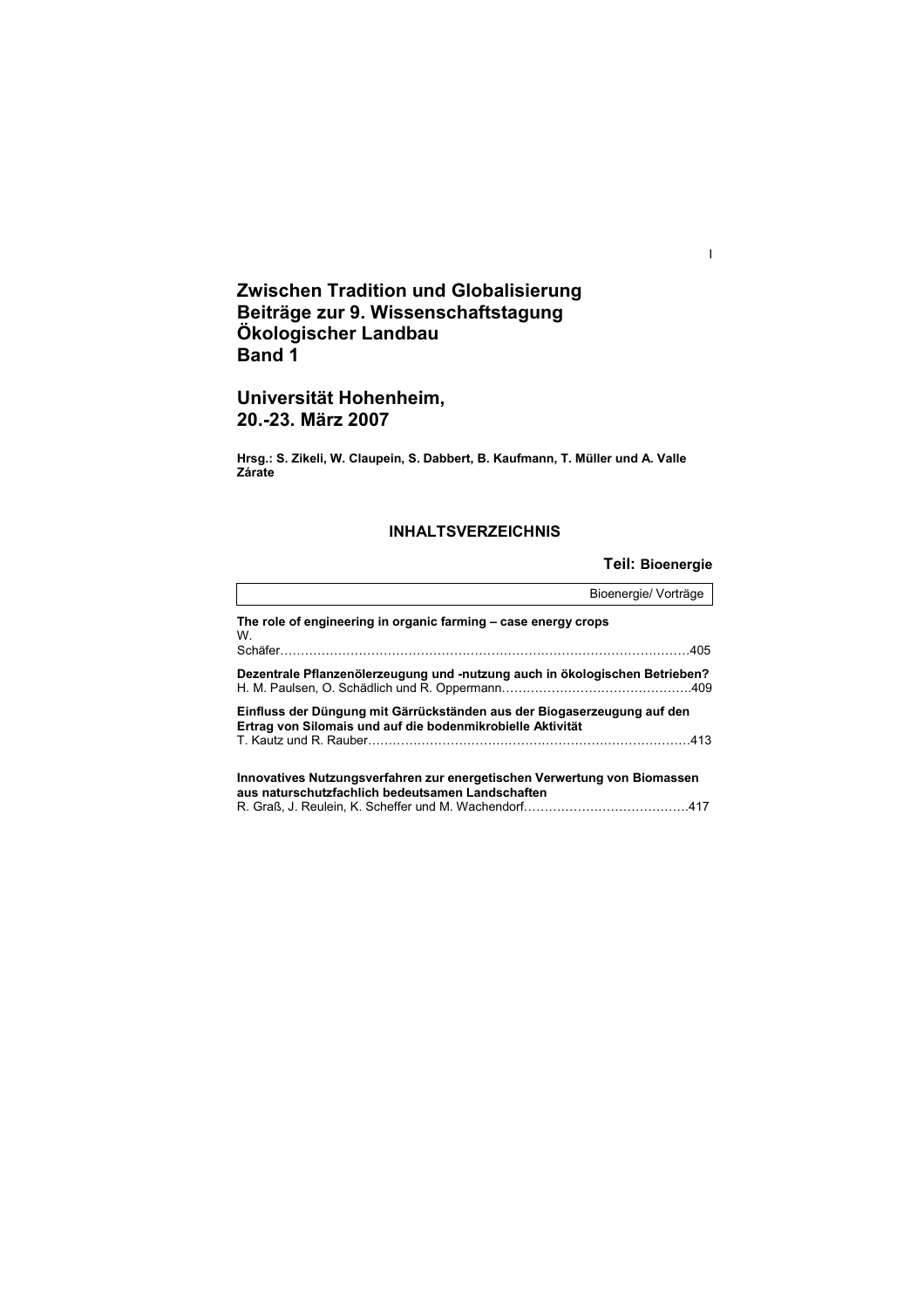# Zwischen Tradition und Globalisierung
# Beiträge zur 9. Wissenschaftstagung Ökologischer Landbau
# Band 1

## Universität Hohenheim, 20.-23. März 2007

**Hrsg.: S. Zikeli, W. Claupein, S. Dabbert, B. Kaufmann, T. Müller und A. Valle Zárate**

## INHALTSVERZEICHNIS

### Teil: Bioenergie

Bioenergie/ Vorträge

**The role of engineering in organic farming – case energy crops**
W. Schäfer……………………………………………………………………………………….405

**Dezentrale Pflanzenölerzeugung und -nutzung auch in ökologischen Betrieben?**
H. M. Paulsen, O. Schädlich und R. Oppermann……………………………………….409

**Einfluss der Düngung mit Gärrückständen aus der Biogaserzeugung auf den Ertrag von Silomais und auf die bodenmikrobielle Aktivität**
T. Kautz und R. Rauber…………………………………………………………………….413

**Innovatives Nutzungsverfahren zur energetischen Verwertung von Biomassen aus naturschutzfachlich bedeutsamen Landschaften**
R. Graß, J. Reulein, K. Scheffer und M. Wachendorf………………………………….417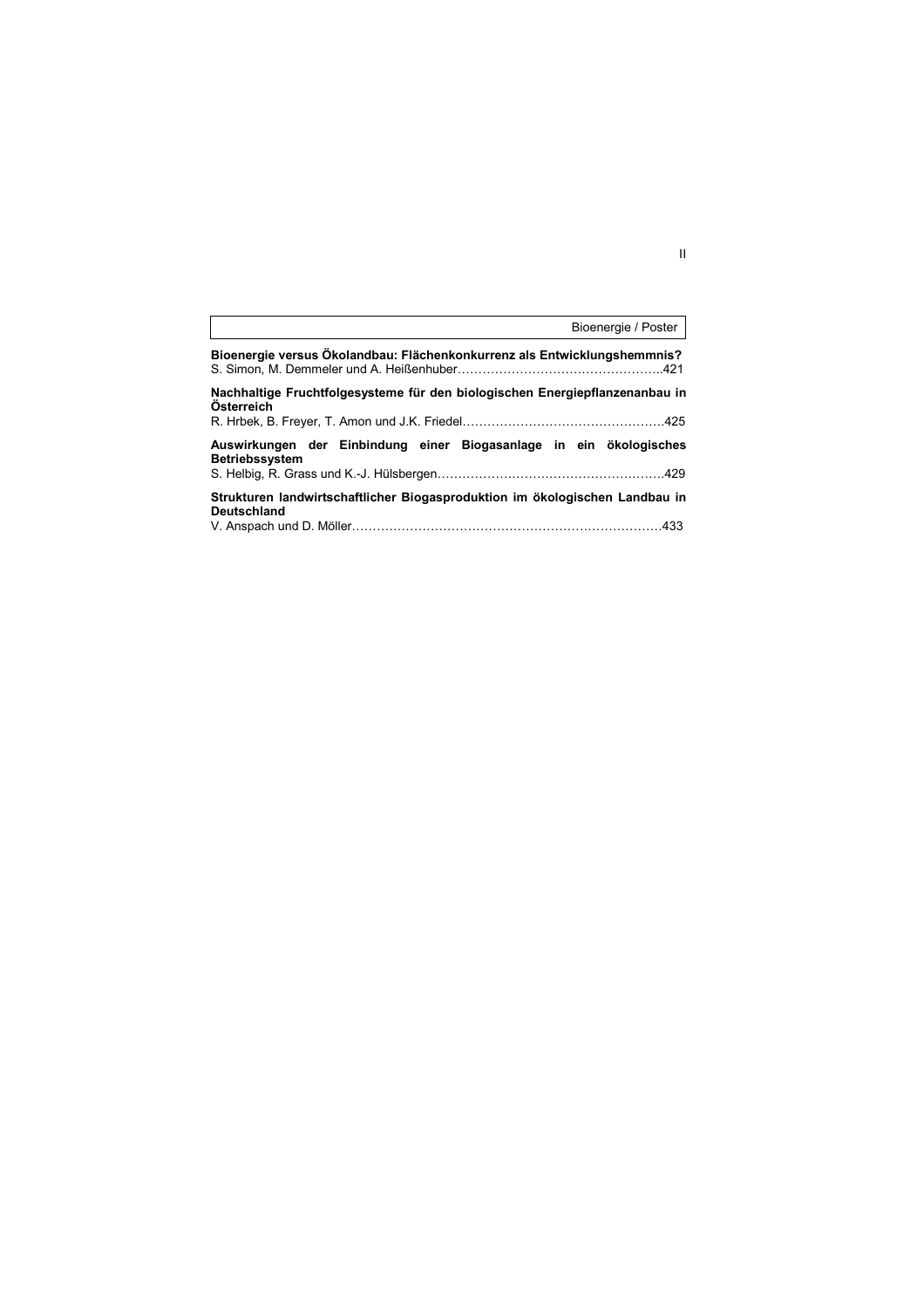## Bioenergie / Poster

**Bioenergie versus Ökolandbau: Flächenkonkurrenz als Entwicklungshemmnis?**
S. Simon, M. Demmeler und A. Heißenhuber……………………………………………..421

**Nachhaltige Fruchtfolgesysteme für den biologischen Energiepflanzenanbau in Österreich**
R. Hrbek, B. Freyer, T. Amon und J.K. Friedel…………………………………………..425

**Auswirkungen der Einbindung einer Biogasanlage in ein ökologisches Betriebssystem**
S. Helbig, R. Grass und K.-J. Hülsbergen………………………………………………429

**Strukturen landwirtschaftlicher Biogasproduktion im ökologischen Landbau in Deutschland**
V. Anspach und D. Möller…………………………………………………………………433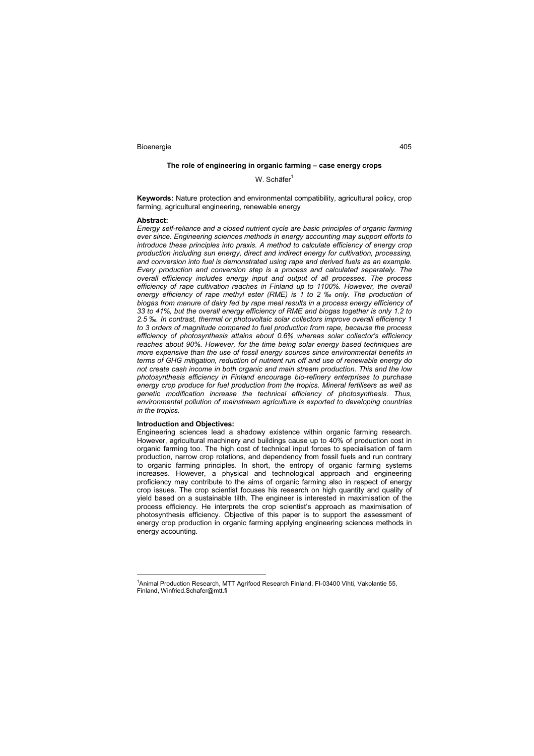## The role of engineering in organic farming – case energy crops

W. Schäfer[1]

**Keywords:** Nature protection and environmental compatibility, agricultural policy, crop farming, agricultural engineering, renewable energy

### Abstract:

*Energy self-reliance and a closed nutrient cycle are basic principles of organic farming ever since. Engineering sciences methods in energy accounting may support efforts to introduce these principles into praxis. A method to calculate efficiency of energy crop production including sun energy, direct and indirect energy for cultivation, processing, and conversion into fuel is demonstrated using rape and derived fuels as an example. Every production and conversion step is a process and calculated separately. The overall efficiency includes energy input and output of all processes. The process efficiency of rape cultivation reaches in Finland up to 1100%. However, the overall energy efficiency of rape methyl ester (RME) is 1 to 2 ‰ only. The production of biogas from manure of dairy fed by rape meal results in a process energy efficiency of 33 to 41%, but the overall energy efficiency of RME and biogas together is only 1.2 to 2.5 ‰. In contrast, thermal or photovoltaic solar collectors improve overall efficiency 1 to 3 orders of magnitude compared to fuel production from rape, because the process efficiency of photosynthesis attains about 0.6% whereas solar collector's efficiency reaches about 90%. However, for the time being solar energy based techniques are more expensive than the use of fossil energy sources since environmental benefits in terms of GHG mitigation, reduction of nutrient run off and use of renewable energy do not create cash income in both organic and main stream production. This and the low photosynthesis efficiency in Finland encourage bio-refinery enterprises to purchase energy crop produce for fuel production from the tropics. Mineral fertilisers as well as genetic modification increase the technical efficiency of photosynthesis. Thus, environmental pollution of mainstream agriculture is exported to developing countries in the tropics.*

### Introduction and Objectives:

Engineering sciences lead a shadowy existence within organic farming research. However, agricultural machinery and buildings cause up to 40% of production cost in organic farming too. The high cost of technical input forces to specialisation of farm production, narrow crop rotations, and dependency from fossil fuels and run contrary to organic farming principles. In short, the entropy of organic farming systems increases. However, a physical and technological approach and engineering proficiency may contribute to the aims of organic farming also in respect of energy crop issues. The crop scientist focuses his research on high quantity and quality of yield based on a sustainable tilth. The engineer is interested in maximisation of the process efficiency. He interprets the crop scientist's approach as maximisation of photosynthesis efficiency. Objective of this paper is to support the assessment of energy crop production in organic farming applying engineering sciences methods in energy accounting.

---

[1] Animal Production Research, MTT Agrifood Research Finland, FI-03400 Vihti, Vakolantie 55, Finland, Winfried.Schafer@mtt.fi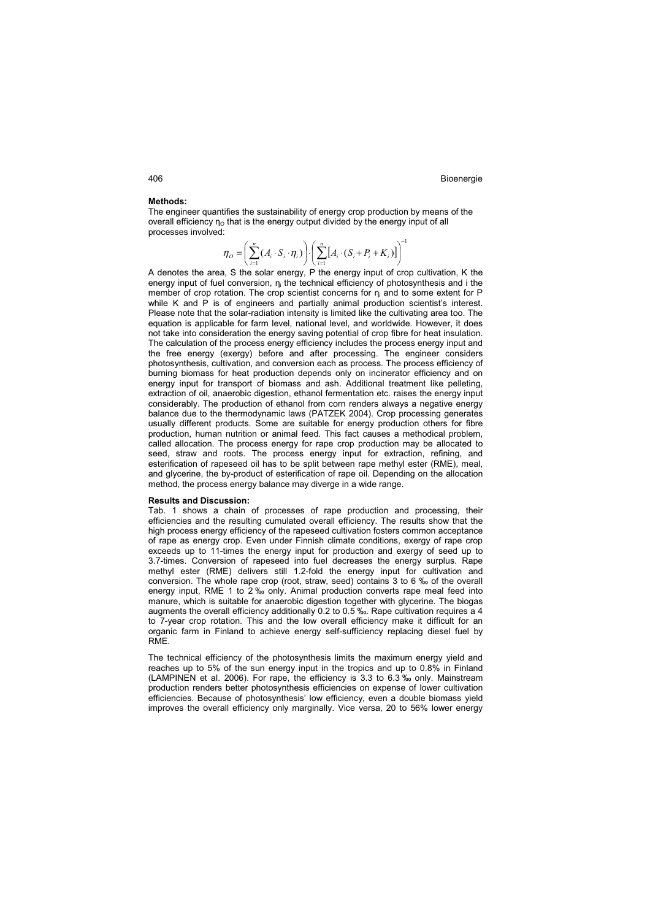**Methods:**

The engineer quantifies the sustainability of energy crop production by means of the overall efficiency $\eta_O$ that is the energy output divided by the energy input of all processes involved:

$$\eta_O = \left(\sum_{i=1}^{n}(A_i \cdot S_i \cdot \eta_i)\right) \cdot \left(\sum_{i=1}^{n}\left[A_i \cdot (S_i + P_i + K_i)\right]\right)^{-1}$$

A denotes the area, S the solar energy, P the energy input of crop cultivation, K the energy input of fuel conversion, $\eta_i$ the technical efficiency of photosynthesis and i the member of crop rotation. The crop scientist concerns for $\eta_i$ and to some extent for P while K and P is of engineers and partially animal production scientist's interest. Please note that the solar-radiation intensity is limited like the cultivating area too. The equation is applicable for farm level, national level, and worldwide. However, it does not take into consideration the energy saving potential of crop fibre for heat insulation. The calculation of the process energy efficiency includes the process energy input and the free energy (exergy) before and after processing. The engineer considers photosynthesis, cultivation, and conversion each as process. The process efficiency of burning biomass for heat production depends only on incinerator efficiency and on energy input for transport of biomass and ash. Additional treatment like pelleting, extraction of oil, anaerobic digestion, ethanol fermentation etc. raises the energy input considerably. The production of ethanol from corn renders always a negative energy balance due to the thermodynamic laws (PATZEK 2004). Crop processing generates usually different products. Some are suitable for energy production others for fibre production, human nutrition or animal feed. This fact causes a methodical problem, called allocation. The process energy for rape crop production may be allocated to seed, straw and roots. The process energy input for extraction, refining, and esterification of rapeseed oil has to be split between rape methyl ester (RME), meal, and glycerine, the by-product of esterification of rape oil. Depending on the allocation method, the process energy balance may diverge in a wide range.

**Results and Discussion:**

Tab. 1 shows a chain of processes of rape production and processing, their efficiencies and the resulting cumulated overall efficiency. The results show that the high process energy efficiency of the rapeseed cultivation fosters common acceptance of rape as energy crop. Even under Finnish climate conditions, exergy of rape crop exceeds up to 11-times the energy input for production and exergy of seed up to 3.7-times. Conversion of rapeseed into fuel decreases the energy surplus. Rape methyl ester (RME) delivers still 1.2-fold the energy input for cultivation and conversion. The whole rape crop (root, straw, seed) contains 3 to 6 ‰ of the overall energy input, RME 1 to 2 ‰ only. Animal production converts rape meal feed into manure, which is suitable for anaerobic digestion together with glycerine. The biogas augments the overall efficiency additionally 0.2 to 0.5 ‰. Rape cultivation requires a 4 to 7-year crop rotation. This and the low overall efficiency make it difficult for an organic farm in Finland to achieve energy self-sufficiency replacing diesel fuel by RME.

The technical efficiency of the photosynthesis limits the maximum energy yield and reaches up to 5% of the sun energy input in the tropics and up to 0.8% in Finland (LAMPINEN et al. 2006). For rape, the efficiency is 3.3 to 6.3 ‰ only. Mainstream production renders better photosynthesis efficiencies on expense of lower cultivation efficiencies. Because of photosynthesis' low efficiency, even a double biomass yield improves the overall efficiency only marginally. Vice versa, 20 to 56% lower energy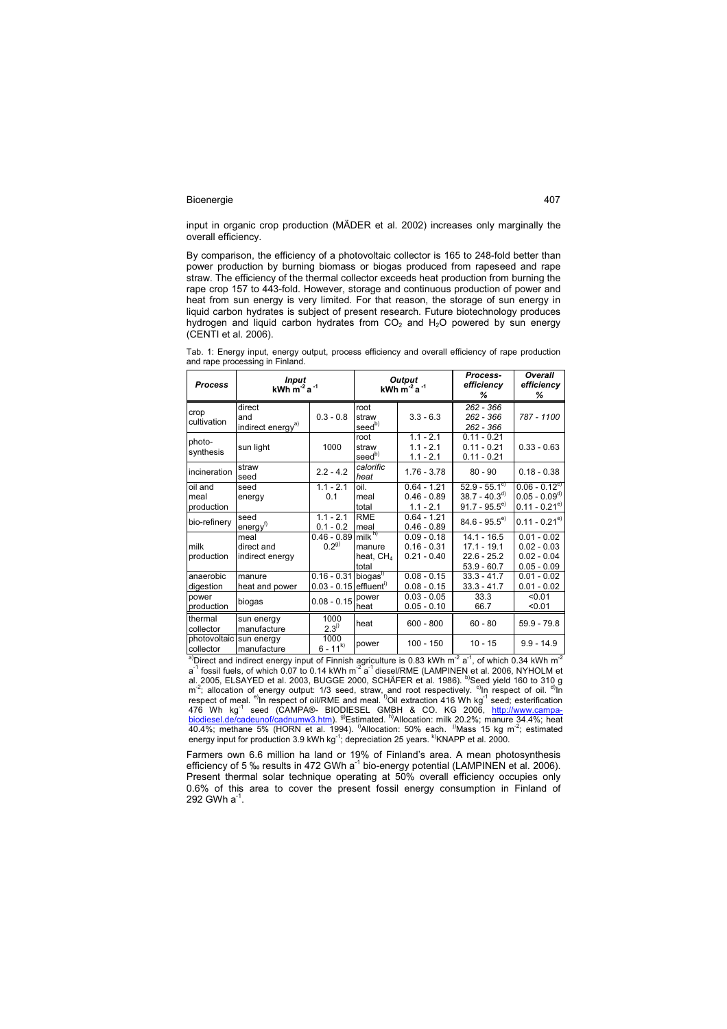input in organic crop production (MÄDER et al. 2002) increases only marginally the overall efficiency.

By comparison, the efficiency of a photovoltaic collector is 165 to 248-fold better than power production by burning biomass or biogas produced from rapeseed and rape straw. The efficiency of the thermal collector exceeds heat production from burning the rape crop 157 to 443-fold. However, storage and continuous production of power and heat from sun energy is very limited. For that reason, the storage of sun energy in liquid carbon hydrates is subject of present research. Future biotechnology produces hydrogen and liquid carbon hydrates from $CO_2$ and $H_2O$ powered by sun energy (CENTI et al. 2006).

Tab. 1: Energy input, energy output, process efficiency and overall efficiency of rape production and rape processing in Finland.

| ***Process*** | ***Input*** kWh $m^{-2}$ $a^{-1}$ | | ***Output*** kWh $m^{-2}$ $a^{-1}$ | | ***Process-efficiency*** % | ***Overall efficiency*** % |
|---|---|---|---|---|---|---|
| crop cultivation | direct and indirect energy[a)] | 0.3 - 0.8 | root<br>straw<br>seed[b)] | 3.3 - 6.3 | *262 - 366*<br>*262 - 366*<br>*262 - 366* | *787 - 1100* |
| photo-synthesis | sun light | 1000 | root<br>straw<br>seed[b)] | 1.1 - 2.1<br>1.1 - 2.1<br>1.1 - 2.1 | 0.11 - 0.21<br>0.11 - 0.21<br>0.11 - 0.21 | 0.33 - 0.63 |
| incineration | straw<br>seed | 2.2 - 4.2 | *calorific heat* | 1.76 - 3.78 | 80 - 90 | 0.18 - 0.38 |
| oil and meal production | seed<br>energy | 1.1 - 2.1<br>0.1 | oil.<br>meal<br>total | 0.64 - 1.21<br>0.46 - 0.89<br>1.1 - 2.1 | 52.9 - 55.1[c)]<br>38.7 - 40.3[d)]<br>91.7 - 95.5[e)] | 0.06 - 0.12[c)]<br>0.05 - 0.09[d)]<br>0.11 - 0.21[e)] |
| bio-refinery | seed<br>energy[f)] | 1.1 - 2.1<br>0.1 - 0.2 | RME<br>meal | 0.64 - 1.21<br>0.46 - 0.89 | 84.6 - 95.5[e)] | 0.11 - 0.21[e)] |
| milk production | meal<br>direct and indirect energy | 0.46 - 0.89<br>0.2[g)] | milk[h)]<br>manure<br>heat, $CH_4$<br>total | 0.09 - 0.18<br>0.16 - 0.31<br>0.21 - 0.40 | 14.1 - 16.5<br>17.1 - 19.1<br>22.6 - 25.2<br>53.9 - 60.7 | 0.01 - 0.02<br>0.02 - 0.03<br>0.02 - 0.04<br>0.05 - 0.09 |
| anaerobic digestion | manure<br>heat and power | 0.16 - 0.31<br>0.03 - 0.15 | biogas[i)]<br>effluent[i)] | 0.08 - 0.15<br>0.08 - 0.15 | 33.3 - 41.7<br>33.3 - 41.7 | 0.01 - 0.02<br>0.01 - 0.02 |
| power production | biogas | 0.08 - 0.15 | power<br>heat | 0.03 - 0.05<br>0.05 - 0.10 | 33.3<br>66.7 | <0.01<br><0.01 |
| thermal collector | sun energy<br>manufacture | 1000<br>2.3[j)] | heat | 600 - 800 | 60 - 80 | 59.9 - 79.8 |
| photovoltaic collector | sun energy<br>manufacture | 1000<br>6 - 11[k)] | power | 100 - 150 | 10 - 15 | 9.9 - 14.9 |

[a)]Direct and indirect energy input of Finnish agriculture is 0.83 kWh $m^{-2}$ $a^{-1}$, of which 0.34 kWh $m^{-2}$ $a^{-1}$ fossil fuels, of which 0.07 to 0.14 kWh $m^{-2}$ $a^{-1}$ diesel/RME (LAMPINEN et al. 2006, NYHOLM et al. 2005, ELSAYED et al. 2003, BUGGE 2000, SCHÄFER et al. 1986). [b)]Seed yield 160 to 310 g $m^{-2}$; allocation of energy output: 1/3 seed, straw, and root respectively. [c)]In respect of oil. [d)]In respect of meal. [e)]In respect of oil/RME and meal. [f)]Oil extraction 416 Wh $kg^{-1}$ seed; esterification 476 Wh $kg^{-1}$ seed (CAMPA®- BIODIESEL GMBH & CO. KG 2006, http://www.campa-biodiesel.de/cadeunof/cadnumw3.htm). [g)]Estimated. [h)]Allocation: milk 20.2%; manure 34.4%; heat 40.4%; methane 5% (HORN et al. 1994). [i)]Allocation: 50% each. [j)]Mass 15 kg $m^{-2}$; estimated energy input for production 3.9 kWh $kg^{-1}$; depreciation 25 years. [k)]KNAPP et al. 2000.

Farmers own 6.6 million ha land or 19% of Finland's area. A mean photosynthesis efficiency of 5 ‰ results in 472 GWh $a^{-1}$ bio-energy potential (LAMPINEN et al. 2006). Present thermal solar technique operating at 50% overall efficiency occupies only 0.6% of this area to cover the present fossil energy consumption in Finland of 292 GWh $a^{-1}$.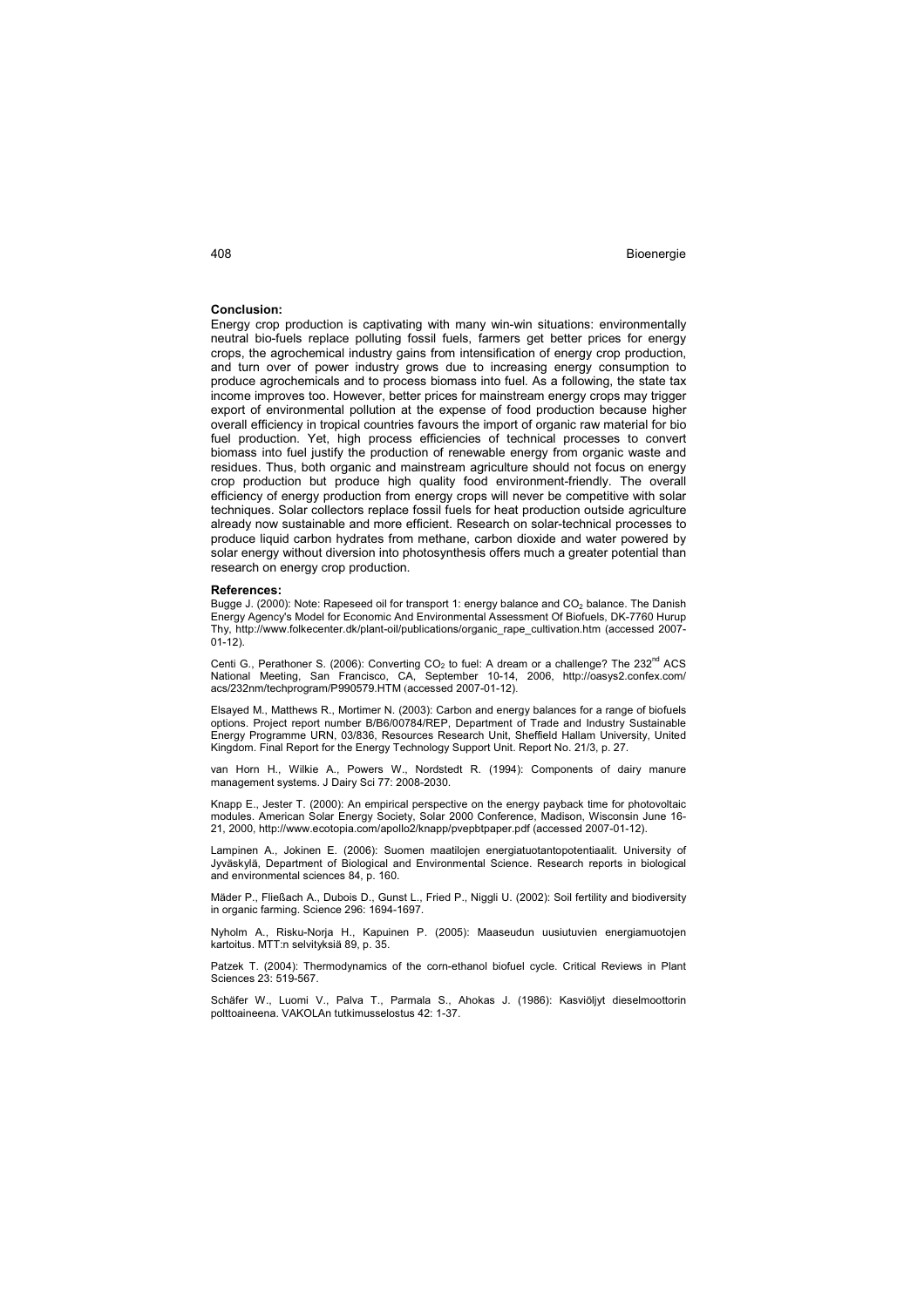**Conclusion:**

Energy crop production is captivating with many win-win situations: environmentally neutral bio-fuels replace polluting fossil fuels, farmers get better prices for energy crops, the agrochemical industry gains from intensification of energy crop production, and turn over of power industry grows due to increasing energy consumption to produce agrochemicals and to process biomass into fuel. As a following, the state tax income improves too. However, better prices for mainstream energy crops may trigger export of environmental pollution at the expense of food production because higher overall efficiency in tropical countries favours the import of organic raw material for bio fuel production. Yet, high process efficiencies of technical processes to convert biomass into fuel justify the production of renewable energy from organic waste and residues. Thus, both organic and mainstream agriculture should not focus on energy crop production but produce high quality food environment-friendly. The overall efficiency of energy production from energy crops will never be competitive with solar techniques. Solar collectors replace fossil fuels for heat production outside agriculture already now sustainable and more efficient. Research on solar-technical processes to produce liquid carbon hydrates from methane, carbon dioxide and water powered by solar energy without diversion into photosynthesis offers much a greater potential than research on energy crop production.

**References:**

Bugge J. (2000): Note: Rapeseed oil for transport 1: energy balance and $CO_2$ balance. The Danish Energy Agency's Model for Economic And Environmental Assessment Of Biofuels, DK-7760 Hurup Thy, http://www.folkecenter.dk/plant-oil/publications/organic_rape_cultivation.htm (accessed 2007-01-12).

Centi G., Perathoner S. (2006): Converting $CO_2$ to fuel: A dream or a challenge? The 232$^{nd}$ ACS National Meeting, San Francisco, CA, September 10-14, 2006, http://oasys2.confex.com/acs/232nm/techprogram/P990579.HTM (accessed 2007-01-12).

Elsayed M., Matthews R., Mortimer N. (2003): Carbon and energy balances for a range of biofuels options. Project report number B/B6/00784/REP, Department of Trade and Industry Sustainable Energy Programme URN, 03/836, Resources Research Unit, Sheffield Hallam University, United Kingdom. Final Report for the Energy Technology Support Unit. Report No. 21/3, p. 27.

van Horn H., Wilkie A., Powers W., Nordstedt R. (1994): Components of dairy manure management systems. J Dairy Sci 77: 2008-2030.

Knapp E., Jester T. (2000): An empirical perspective on the energy payback time for photovoltaic modules. American Solar Energy Society, Solar 2000 Conference, Madison, Wisconsin June 16-21, 2000, http://www.ecotopia.com/apollo2/knapp/pvepbtpaper.pdf (accessed 2007-01-12).

Lampinen A., Jokinen E. (2006): Suomen maatilojen energiatuotantopotentiaalit. University of Jyväskylä, Department of Biological and Environmental Science. Research reports in biological and environmental sciences 84, p. 160.

Mäder P., Fließach A., Dubois D., Gunst L., Fried P., Niggli U. (2002): Soil fertility and biodiversity in organic farming. Science 296: 1694-1697.

Nyholm A., Risku-Norja H., Kapuinen P. (2005): Maaseudun uusiutuvien energiamuotojen kartoitus. MTT:n selvityksiä 89, p. 35.

Patzek T. (2004): Thermodynamics of the corn-ethanol biofuel cycle. Critical Reviews in Plant Sciences 23: 519-567.

Schäfer W., Luomi V., Palva T., Parmala S., Ahokas J. (1986): Kasviöljyt dieselmoottorin polttoaineena. VAKOLAn tutkimusselostus 42: 1-37.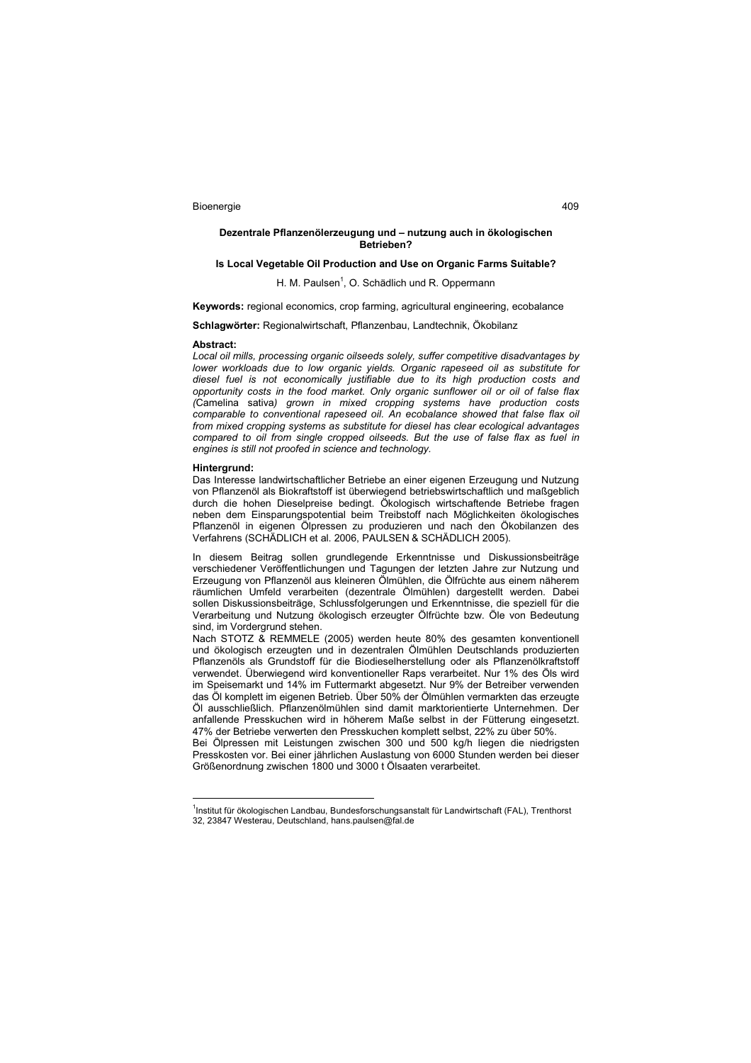## Dezentrale Pflanzenölerzeugung und – nutzung auch in ökologischen Betrieben?

### Is Local Vegetable Oil Production and Use on Organic Farms Suitable?

H. M. Paulsen[1], O. Schädlich und R. Oppermann

**Keywords:** regional economics, crop farming, agricultural engineering, ecobalance

**Schlagwörter:** Regionalwirtschaft, Pflanzenbau, Landtechnik, Ökobilanz

**Abstract:**

*Local oil mills, processing organic oilseeds solely, suffer competitive disadvantages by lower workloads due to low organic yields. Organic rapeseed oil as substitute for diesel fuel is not economically justifiable due to its high production costs and opportunity costs in the food market. Only organic sunflower oil or oil of false flax (*Camelina sativa*) grown in mixed cropping systems have production costs comparable to conventional rapeseed oil. An ecobalance showed that false flax oil from mixed cropping systems as substitute for diesel has clear ecological advantages compared to oil from single cropped oilseeds. But the use of false flax as fuel in engines is still not proofed in science and technology.*

**Hintergrund:**

Das Interesse landwirtschaftlicher Betriebe an einer eigenen Erzeugung und Nutzung von Pflanzenöl als Biokraftstoff ist überwiegend betriebswirtschaftlich und maßgeblich durch die hohen Dieselpreise bedingt. Ökologisch wirtschaftende Betriebe fragen neben dem Einsparungspotential beim Treibstoff nach Möglichkeiten ökologisches Pflanzenöl in eigenen Ölpressen zu produzieren und nach den Ökobilanzen des Verfahrens (SCHÄDLICH et al. 2006, PAULSEN & SCHÄDLICH 2005).

In diesem Beitrag sollen grundlegende Erkenntnisse und Diskussionsbeiträge verschiedener Veröffentlichungen und Tagungen der letzten Jahre zur Nutzung und Erzeugung von Pflanzenöl aus kleineren Ölmühlen, die Ölfrüchte aus einem näherem räumlichen Umfeld verarbeiten (dezentrale Ölmühlen) dargestellt werden. Dabei sollen Diskussionsbeiträge, Schlussfolgerungen und Erkenntnisse, die speziell für die Verarbeitung und Nutzung ökologisch erzeugter Ölfrüchte bzw. Öle von Bedeutung sind, im Vordergrund stehen.

Nach STOTZ & REMMELE (2005) werden heute 80% des gesamten konventionell und ökologisch erzeugten und in dezentralen Ölmühlen Deutschlands produzierten Pflanzenöls als Grundstoff für die Biodieselherstellung oder als Pflanzenölkraftstoff verwendet. Überwiegend wird konventioneller Raps verarbeitet. Nur 1% des Öls wird im Speisemarkt und 14% im Futtermarkt abgesetzt. Nur 9% der Betreiber verwenden das Öl komplett im eigenen Betrieb. Über 50% der Ölmühlen vermarkten das erzeugte Öl ausschließlich. Pflanzenölmühlen sind damit marktorientierte Unternehmen. Der anfallende Presskuchen wird in höherem Maße selbst in der Fütterung eingesetzt. 47% der Betriebe verwerten den Presskuchen komplett selbst, 22% zu über 50%.

Bei Ölpressen mit Leistungen zwischen 300 und 500 kg/h liegen die niedrigsten Presskosten vor. Bei einer jährlichen Auslastung von 6000 Stunden werden bei dieser Größenordnung zwischen 1800 und 3000 t Ölsaaten verarbeitet.

---

[1] Institut für ökologischen Landbau, Bundesforschungsanstalt für Landwirtschaft (FAL), Trenthorst 32, 23847 Westerau, Deutschland, hans.paulsen@fal.de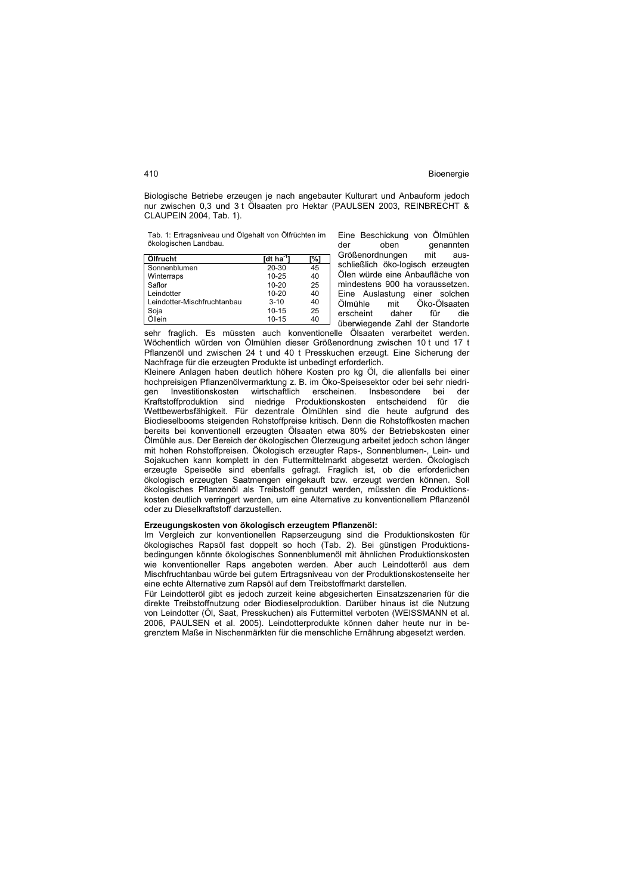Biologische Betriebe erzeugen je nach angebauter Kulturart und Anbauform jedoch nur zwischen 0,3 und 3 t Ölsaaten pro Hektar (PAULSEN 2003, REINBRECHT & CLAUPEIN 2004, Tab. 1).

Tab. 1: Ertragsniveau und Ölgehalt von Ölfrüchten im ökologischen Landbau.

| Ölfrucht | [dt ha$^{-1}$] | [%] |
|---|---|---|
| Sonnenblumen | 20-30 | 45 |
| Winterraps | 10-25 | 40 |
| Saflor | 10-20 | 25 |
| Leindotter | 10-20 | 40 |
| Leindotter-Mischfruchtanbau | 3-10 | 40 |
| Soja | 10-15 | 25 |
| Öllein | 10-15 | 40 |

Eine Beschickung von Ölmühlen der oben genannten Größenordnungen mit ausschließlich öko-logisch erzeugten Ölen würde eine Anbaufläche von mindestens 900 ha voraussetzen. Eine Auslastung einer solchen Ölmühle mit Öko-Ölsaaten erscheint daher für die überwiegende Zahl der Standorte sehr fraglich. Es müssten auch konventionelle Ölsaaten verarbeitet werden. Wöchentlich würden von Ölmühlen dieser Größenordnung zwischen 10 t und 17 t Pflanzenöl und zwischen 24 t und 40 t Presskuchen erzeugt. Eine Sicherung der Nachfrage für die erzeugten Produkte ist unbedingt erforderlich.

Kleinere Anlagen haben deutlich höhere Kosten pro kg Öl, die allenfalls bei einer hochpreisigen Pflanzenölvermarktung z. B. im Öko-Speisesektor oder bei sehr niedrigen Investitionskosten wirtschaftlich erscheinen. Insbesondere bei der Kraftstoffproduktion sind niedrige Produktionskosten entscheidend für die Wettbewerbsfähigkeit. Für dezentrale Ölmühlen sind die heute aufgrund des Biodieselbooms steigenden Rohstoffpreise kritisch. Denn die Rohstoffkosten machen bereits bei konventionell erzeugten Ölsaaten etwa 80% der Betriebskosten einer Ölmühle aus. Der Bereich der ökologischen Ölerzeugung arbeitet jedoch schon länger mit hohen Rohstoffpreisen. Ökologisch erzeugter Raps-, Sonnenblumen-, Lein- und Sojakuchen kann komplett in den Futtermittelmarkt abgesetzt werden. Ökologisch erzeugte Speiseöle sind ebenfalls gefragt. Fraglich ist, ob die erforderlichen ökologisch erzeugten Saatmengen eingekauft bzw. erzeugt werden können. Soll ökologisches Pflanzenöl als Treibstoff genutzt werden, müssten die Produktionskosten deutlich verringert werden, um eine Alternative zu konventionellem Pflanzenöl oder zu Dieselkraftstoff darzustellen.

**Erzeugungskosten von ökologisch erzeugtem Pflanzenöl:**

Im Vergleich zur konventionellen Rapserzeugung sind die Produktionskosten für ökologisches Rapsöl fast doppelt so hoch (Tab. 2). Bei günstigen Produktionsbedingungen könnte ökologisches Sonnenblumenöl mit ähnlichen Produktionskosten wie konventioneller Raps angeboten werden. Aber auch Leindotteröl aus dem Mischfruchtanbau würde bei gutem Ertragsniveau von der Produktionskostenseite her eine echte Alternative zum Rapsöl auf dem Treibstoffmarkt darstellen.

Für Leindotteröl gibt es jedoch zurzeit keine abgesicherten Einsatzszenarien für die direkte Treibstoffnutzung oder Biodieselproduktion. Darüber hinaus ist die Nutzung von Leindotter (Öl, Saat, Presskuchen) als Futtermittel verboten (WEISSMANN et al. 2006, PAULSEN et al. 2005). Leindotterprodukte können daher heute nur in begrenztem Maße in Nischenmärkten für die menschliche Ernährung abgesetzt werden.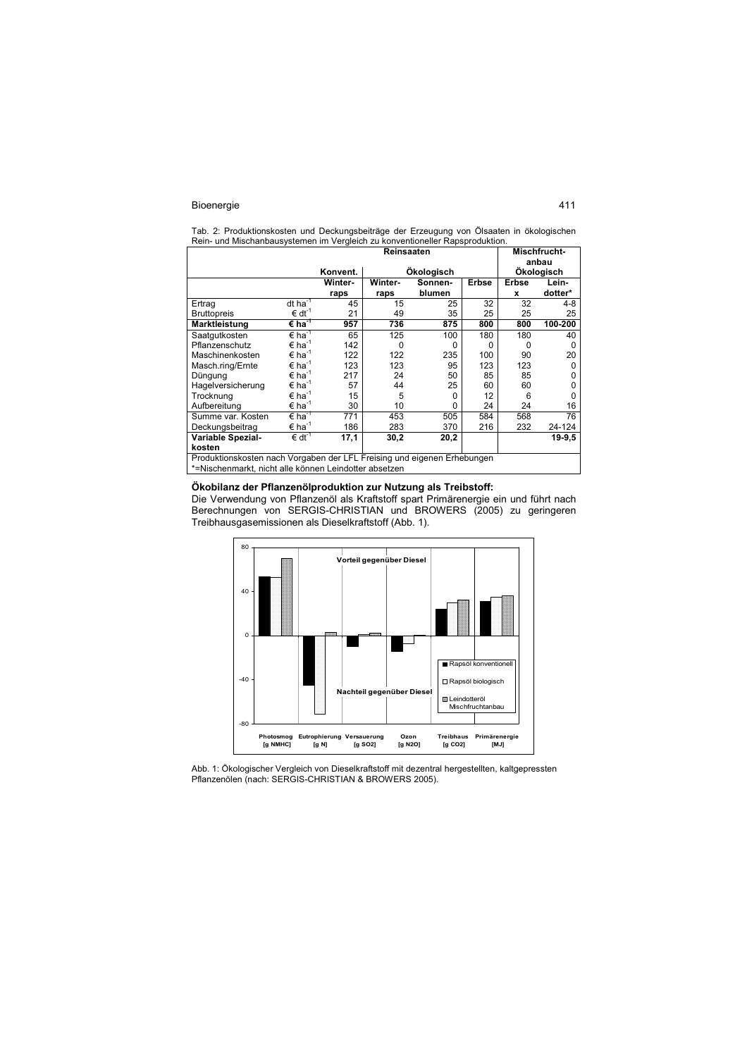Tab. 2: Produktionskosten und Deckungsbeiträge der Erzeugung von Ölsaaten in ökologischen Rein- und Mischanbausystemen im Vergleich zu konventioneller Rapsproduktion.

| | | Reinsaaten | | | | Mischfrucht-anbau | |
|---|---|---|---|---|---|---|---|
| | | Konvent. | Ökologisch | | | Ökologisch | |
| | | Winter-raps | Winter-raps | Sonnen-blumen | Erbse | Erbse x | Lein-dotter* |
| Ertrag | dt $ha^{-1}$ | 45 | 15 | 25 | 32 | 32 | 4-8 |
| Bruttopreis | € $dt^{-1}$ | 21 | 49 | 35 | 25 | 25 | 25 |
| **Marktleistung** | **€ $ha^{-1}$** | **957** | **736** | **875** | **800** | **800** | **100-200** |
| Saatgutkosten | € $ha^{-1}$ | 65 | 125 | 100 | 180 | 180 | 40 |
| Pflanzenschutz | € $ha^{-1}$ | 142 | 0 | 0 | 0 | 0 | 0 |
| Maschinenkosten | € $ha^{-1}$ | 122 | 122 | 235 | 100 | 90 | 20 |
| Masch.ring/Ernte | € $ha^{-1}$ | 123 | 123 | 95 | 123 | 123 | 0 |
| Düngung | € $ha^{-1}$ | 217 | 24 | 50 | 85 | 85 | 0 |
| Hagelversicherung | € $ha^{-1}$ | 57 | 44 | 25 | 60 | 60 | 0 |
| Trocknung | € $ha^{-1}$ | 15 | 5 | 0 | 12 | 6 | 0 |
| Aufbereitung | € $ha^{-1}$ | 30 | 10 | 0 | 24 | 24 | 16 |
| Summe var. Kosten | € $ha^{-1}$ | 771 | 453 | 505 | 584 | 568 | 76 |
| Deckungsbeitrag | € $ha^{-1}$ | 186 | 283 | 370 | 216 | 232 | 24-124 |
| **Variable Spezial-kosten** | **€ $dt^{-1}$** | **17,1** | **30,2** | **20,2** | | | **19-9,5** |

Produktionskosten nach Vorgaben der LFL Freising und eigenen Erhebungen
*=Nischenmarkt, nicht alle können Leindotter absetzen

### Ökobilanz der Pflanzenölproduktion zur Nutzung als Treibstoff:

Die Verwendung von Pflanzenöl als Kraftstoff spart Primärenergie ein und führt nach Berechnungen von SERGIS-CHRISTIAN und BROWERS (2005) zu geringeren Treibhausgasemissionen als Dieselkraftstoff (Abb. 1).

Abb. 1: Ökologischer Vergleich von Dieselkraftstoff mit dezentral hergestellten, kaltgepressten Pflanzenölen (nach: SERGIS-CHRISTIAN & BROWERS 2005).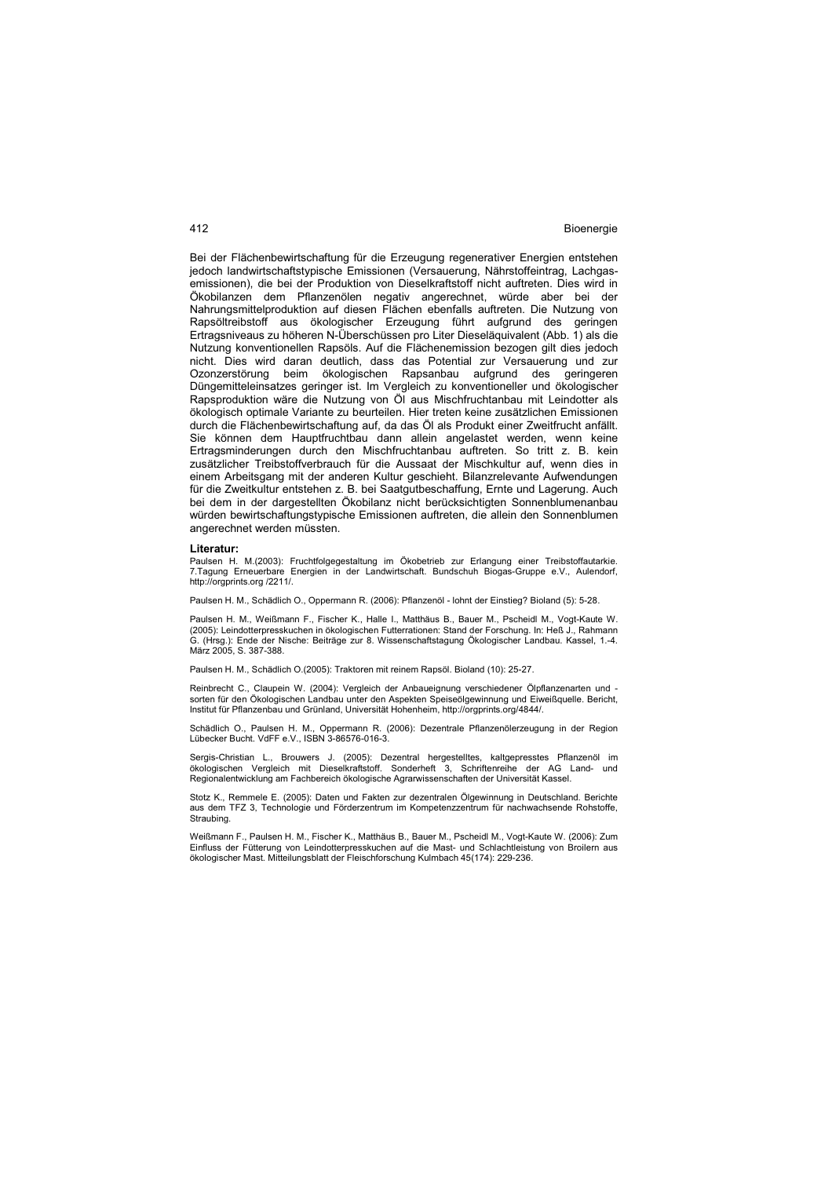Bei der Flächenbewirtschaftung für die Erzeugung regenerativer Energien entstehen jedoch landwirtschaftstypische Emissionen (Versauerung, Nährstoffeintrag, Lachgasemissionen), die bei der Produktion von Dieselkraftstoff nicht auftreten. Dies wird in Ökobilanzen dem Pflanzenölen negativ angerechnet, würde aber bei der Nahrungsmittelproduktion auf diesen Flächen ebenfalls auftreten. Die Nutzung von Rapsöltreibstoff aus ökologischer Erzeugung führt aufgrund des geringen Ertragsniveaus zu höheren N-Überschüssen pro Liter Dieseläquivalent (Abb. 1) als die Nutzung konventionellen Rapsöls. Auf die Flächenemission bezogen gilt dies jedoch nicht. Dies wird daran deutlich, dass das Potential zur Versauerung und zur Ozonzerstörung beim ökologischen Rapsanbau aufgrund des geringeren Düngemitteleinsatzes geringer ist. Im Vergleich zu konventioneller und ökologischer Rapsproduktion wäre die Nutzung von Öl aus Mischfruchtanbau mit Leindotter als ökologisch optimale Variante zu beurteilen. Hier treten keine zusätzlichen Emissionen durch die Flächenbewirtschaftung auf, da das Öl als Produkt einer Zweitfrucht anfällt. Sie können dem Hauptfruchtbau dann allein angelastet werden, wenn keine Ertragsminderungen durch den Mischfruchtanbau auftreten. So tritt z. B. kein zusätzlicher Treibstoffverbrauch für die Aussaat der Mischkultur auf, wenn dies in einem Arbeitsgang mit der anderen Kultur geschieht. Bilanzrelevante Aufwendungen für die Zweitkultur entstehen z. B. bei Saatgutbeschaffung, Ernte und Lagerung. Auch bei dem in der dargestellten Ökobilanz nicht berücksichtigten Sonnenblumenanbau würden bewirtschaftungstypische Emissionen auftreten, die allein den Sonnenblumen angerechnet werden müssten.

**Literatur:**

Paulsen H. M.(2003): Fruchtfolgegestaltung im Ökobetrieb zur Erlangung einer Treibstoffautarkie. 7.Tagung Erneuerbare Energien in der Landwirtschaft. Bundschuh Biogas-Gruppe e.V., Aulendorf, http://orgprints.org /2211/.

Paulsen H. M., Schädlich O., Oppermann R. (2006): Pflanzenöl - lohnt der Einstieg? Bioland (5): 5-28.

Paulsen H. M., Weißmann F., Fischer K., Halle I., Matthäus B., Bauer M., Pscheidl M., Vogt-Kaute W. (2005): Leindotterpresskuchen in ökologischen Futterrationen: Stand der Forschung. In: Heß J., Rahmann G. (Hrsg.): Ende der Nische: Beiträge zur 8. Wissenschaftstagung Ökologischer Landbau. Kassel, 1.-4. März 2005, S. 387-388.

Paulsen H. M., Schädlich O.(2005): Traktoren mit reinem Rapsöl. Bioland (10): 25-27.

Reinbrecht C., Claupein W. (2004): Vergleich der Anbaueignung verschiedener Ölpflanzenarten und -sorten für den Ökologischen Landbau unter den Aspekten Speiseölgewinnung und Eiweißquelle. Bericht, Institut für Pflanzenbau und Grünland, Universität Hohenheim, http://orgprints.org/4844/.

Schädlich O., Paulsen H. M., Oppermann R. (2006): Dezentrale Pflanzenölerzeugung in der Region Lübecker Bucht. VdFF e.V., ISBN 3-86576-016-3.

Sergis-Christian L., Brouwers J. (2005): Dezentral hergestelltes, kaltgepresstes Pflanzenöl im ökologischen Vergleich mit Dieselkraftstoff. Sonderheft 3, Schriftenreihe der AG Land- und Regionalentwicklung am Fachbereich ökologische Agrarwissenschaften der Universität Kassel.

Stotz K., Remmele E. (2005): Daten und Fakten zur dezentralen Ölgewinnung in Deutschland. Berichte aus dem TFZ 3, Technologie und Förderzentrum im Kompetenzzentrum für nachwachsende Rohstoffe, Straubing.

Weißmann F., Paulsen H. M., Fischer K., Matthäus B., Bauer M., Pscheidl M., Vogt-Kaute W. (2006): Zum Einfluss der Fütterung von Leindotterpresskuchen auf die Mast- und Schlachtleistung von Broilern aus ökologischer Mast. Mitteilungsblatt der Fleischforschung Kulmbach 45(174): 229-236.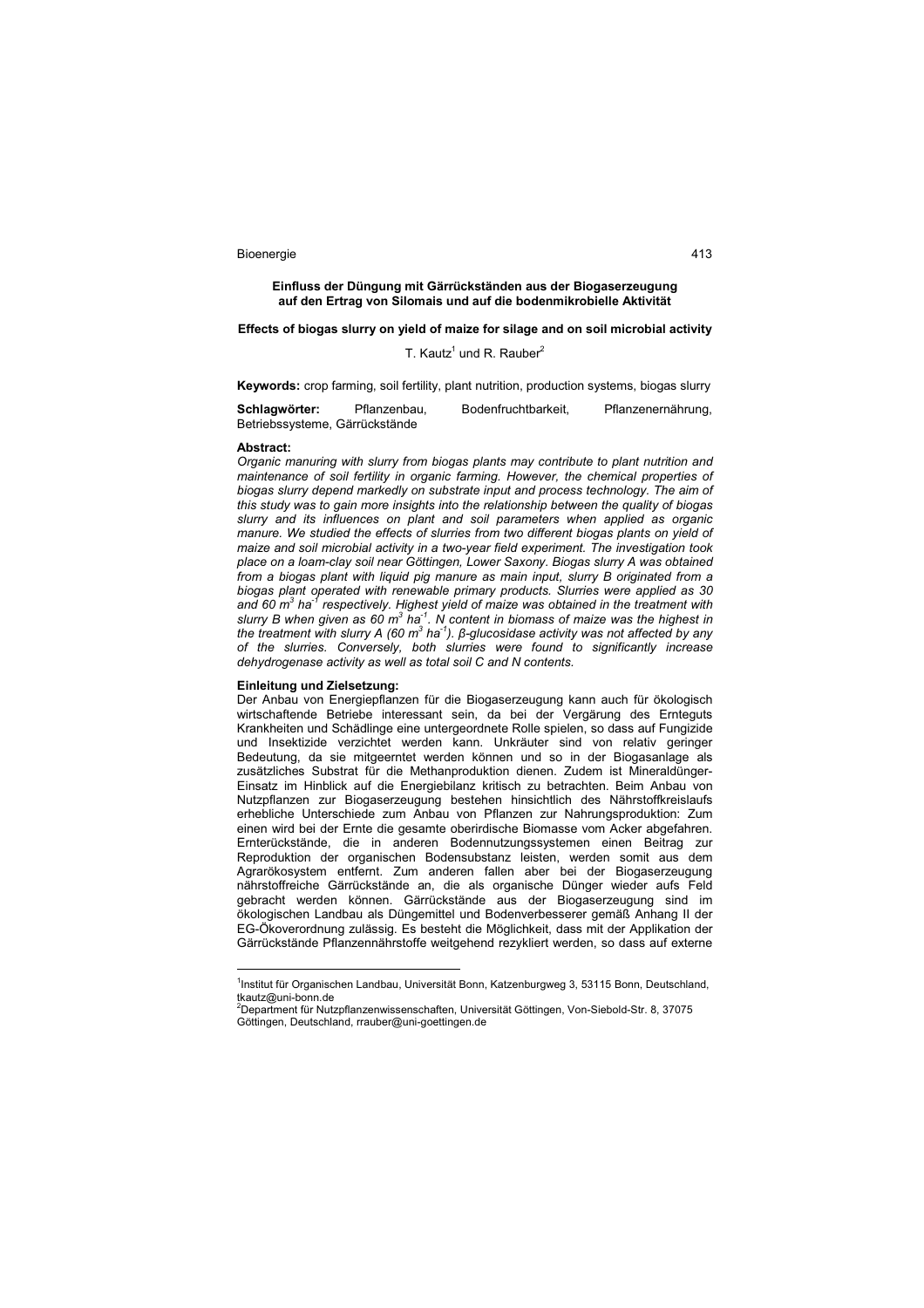## Einfluss der Düngung mit Gärrückständen aus der Biogaserzeugung auf den Ertrag von Silomais und auf die bodenmikrobielle Aktivität

### Effects of biogas slurry on yield of maize for silage and on soil microbial activity

T. Kautz[1] und R. Rauber[2]

**Keywords:** crop farming, soil fertility, plant nutrition, production systems, biogas slurry

**Schlagwörter:** Pflanzenbau, Bodenfruchtbarkeit, Pflanzenernährung, Betriebssysteme, Gärrückstände

**Abstract:**

*Organic manuring with slurry from biogas plants may contribute to plant nutrition and maintenance of soil fertility in organic farming. However, the chemical properties of biogas slurry depend markedly on substrate input and process technology. The aim of this study was to gain more insights into the relationship between the quality of biogas slurry and its influences on plant and soil parameters when applied as organic manure. We studied the effects of slurries from two different biogas plants on yield of maize and soil microbial activity in a two-year field experiment. The investigation took place on a loam-clay soil near Göttingen, Lower Saxony. Biogas slurry A was obtained from a biogas plant with liquid pig manure as main input, slurry B originated from a biogas plant operated with renewable primary products. Slurries were applied as 30 and 60 $m^3$ $ha^{-1}$ respectively. Highest yield of maize was obtained in the treatment with slurry B when given as 60 $m^3$ $ha^{-1}$. N content in biomass of maize was the highest in the treatment with slurry A (60 $m^3$ $ha^{-1}$). β-glucosidase activity was not affected by any of the slurries. Conversely, both slurries were found to significantly increase dehydrogenase activity as well as total soil C and N contents.*

**Einleitung und Zielsetzung:**

Der Anbau von Energiepflanzen für die Biogaserzeugung kann auch für ökologisch wirtschaftende Betriebe interessant sein, da bei der Vergärung des Ernteguts Krankheiten und Schädlinge eine untergeordnete Rolle spielen, so dass auf Fungizide und Insektizide verzichtet werden kann. Unkräuter sind von relativ geringer Bedeutung, da sie mitgeerntet werden können und so in der Biogasanlage als zusätzliches Substrat für die Methanproduktion dienen. Zudem ist Mineraldünger-Einsatz im Hinblick auf die Energiebilanz kritisch zu betrachten. Beim Anbau von Nutzpflanzen zur Biogaserzeugung bestehen hinsichtlich des Nährstoffkreislaufs erhebliche Unterschiede zum Anbau von Pflanzen zur Nahrungsproduktion: Zum einen wird bei der Ernte die gesamte oberirdische Biomasse vom Acker abgefahren. Ernterückstände, die in anderen Bodennutzungssystemen einen Beitrag zur Reproduktion der organischen Bodensubstanz leisten, werden somit aus dem Agrarökosystem entfernt. Zum anderen fallen aber bei der Biogaserzeugung nährstoffreiche Gärrückstände an, die als organische Dünger wieder aufs Feld gebracht werden können. Gärrückstände aus der Biogaserzeugung sind im ökologischen Landbau als Düngemittel und Bodenverbesserer gemäß Anhang II der EG-Ökoverordnung zulässig. Es besteht die Möglichkeit, dass mit der Applikation der Gärrückstände Pflanzennährstoffe weitgehend rezykliert werden, so dass auf externe

---

[1] Institut für Organischen Landbau, Universität Bonn, Katzenburgweg 3, 53115 Bonn, Deutschland, tkautz@uni-bonn.de

[2] Department für Nutzpflanzenwissenschaften, Universität Göttingen, Von-Siebold-Str. 8, 37075 Göttingen, Deutschland, rrauber@uni-goettingen.de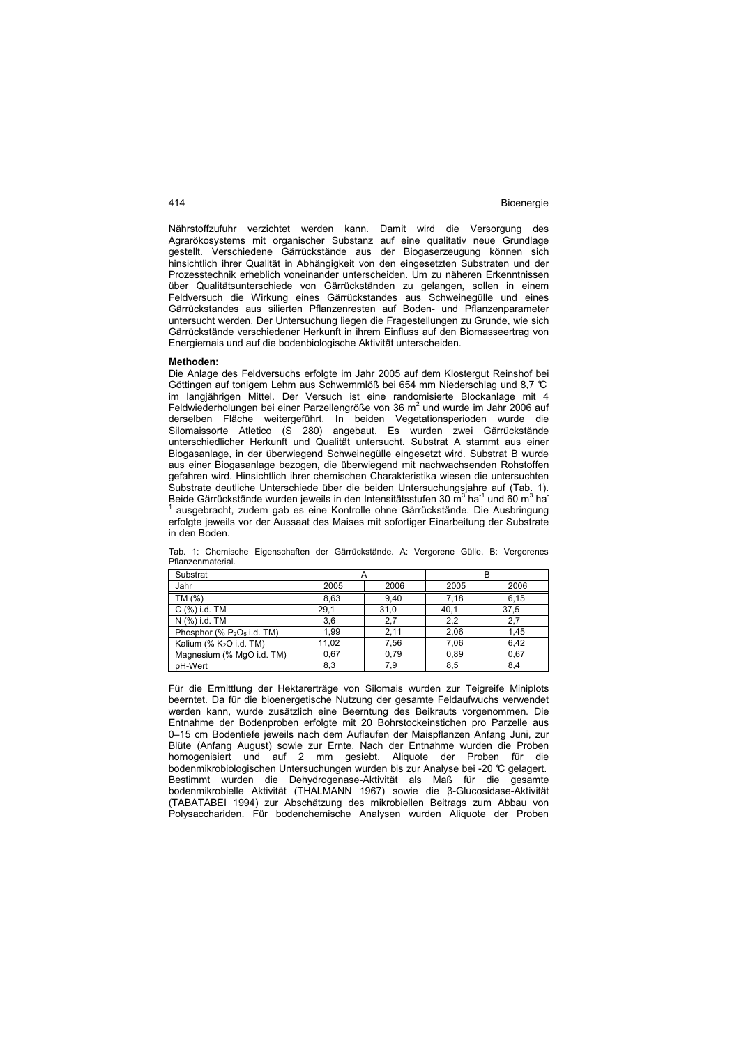Nährstoffzufuhr verzichtet werden kann. Damit wird die Versorgung des Agrarökosystems mit organischer Substanz auf eine qualitativ neue Grundlage gestellt. Verschiedene Gärrückstände aus der Biogaserzeugung können sich hinsichtlich ihrer Qualität in Abhängigkeit von den eingesetzten Substraten und der Prozesstechnik erheblich voneinander unterscheiden. Um zu näheren Erkenntnissen über Qualitätsunterschiede von Gärrückständen zu gelangen, sollen in einem Feldversuch die Wirkung eines Gärrückstandes aus Schweinegülle und eines Gärrückstandes aus silierten Pflanzenresten auf Boden- und Pflanzenparameter untersucht werden. Der Untersuchung liegen die Fragestellungen zu Grunde, wie sich Gärrückstände verschiedener Herkunft in ihrem Einfluss auf den Biomasseertrag von Energiemais und auf die bodenbiologische Aktivität unterscheiden.

**Methoden:**

Die Anlage des Feldversuchs erfolgte im Jahr 2005 auf dem Klostergut Reinshof bei Göttingen auf tonigem Lehm aus Schwemmlöß bei 654 mm Niederschlag und 8,7 °C im langjährigen Mittel. Der Versuch ist eine randomisierte Blockanlage mit 4 Feldwiederholungen bei einer Parzellengröße von 36 $m^2$ und wurde im Jahr 2006 auf derselben Fläche weitergeführt. In beiden Vegetationsperioden wurde die Silomaissorte Atletico (S 280) angebaut. Es wurden zwei Gärrückstände unterschiedlicher Herkunft und Qualität untersucht. Substrat A stammt aus einer Biogasanlage, in der überwiegend Schweinegülle eingesetzt wird. Substrat B wurde aus einer Biogasanlage bezogen, die überwiegend mit nachwachsenden Rohstoffen gefahren wird. Hinsichtlich ihrer chemischen Charakteristika wiesen die untersuchten Substrate deutliche Unterschiede über die beiden Untersuchungsjahre auf (Tab. 1). Beide Gärrückstände wurden jeweils in den Intensitätsstufen 30 $m^3$ $ha^{-1}$ und 60 $m^3$ $ha^{-1}$ ausgebracht, zudem gab es eine Kontrolle ohne Gärrückstände. Die Ausbringung erfolgte jeweils vor der Aussaat des Maises mit sofortiger Einarbeitung der Substrate in den Boden.

Tab. 1: Chemische Eigenschaften der Gärrückstände. A: Vergorene Gülle, B: Vergorenes Pflanzenmaterial.

| Substrat | A | | B | |
|---|---|---|---|---|
| Jahr | 2005 | 2006 | 2005 | 2006 |
| TM (%) | 8,63 | 9,40 | 7,18 | 6,15 |
| C (%) i.d. TM | 29,1 | 31,0 | 40,1 | 37,5 |
| N (%) i.d. TM | 3,6 | 2,7 | 2,2 | 2,7 |
| Phosphor (% $P_2O_5$ i.d. TM) | 1,99 | 2,11 | 2,06 | 1,45 |
| Kalium (% $K_2O$ i.d. TM) | 11,02 | 7,56 | 7,06 | 6,42 |
| Magnesium (% MgO i.d. TM) | 0,67 | 0,79 | 0,89 | 0,67 |
| pH-Wert | 8,3 | 7,9 | 8,5 | 8,4 |

Für die Ermittlung der Hektarerträge von Silomais wurden zur Teigreife Miniplots beerntet. Da für die bioenergetische Nutzung der gesamte Feldaufwuchs verwendet werden kann, wurde zusätzlich eine Beerntung des Beikrauts vorgenommen. Die Entnahme der Bodenproben erfolgte mit 20 Bohrstockeinstichen pro Parzelle aus 0–15 cm Bodentiefe jeweils nach dem Auflaufen der Maispflanzen Anfang Juni, zur Blüte (Anfang August) sowie zur Ernte. Nach der Entnahme wurden die Proben homogenisiert und auf 2 mm gesiebt. Aliquote der Proben für die bodenmikrobiologischen Untersuchungen wurden bis zur Analyse bei -20 °C gelagert. Bestimmt wurden die Dehydrogenase-Aktivität als Maß für die gesamte bodenmikrobielle Aktivität (THALMANN 1967) sowie die β-Glucosidase-Aktivität (TABATABEI 1994) zur Abschätzung des mikrobiellen Beitrags zum Abbau von Polysacchariden. Für bodenchemische Analysen wurden Aliquote der Proben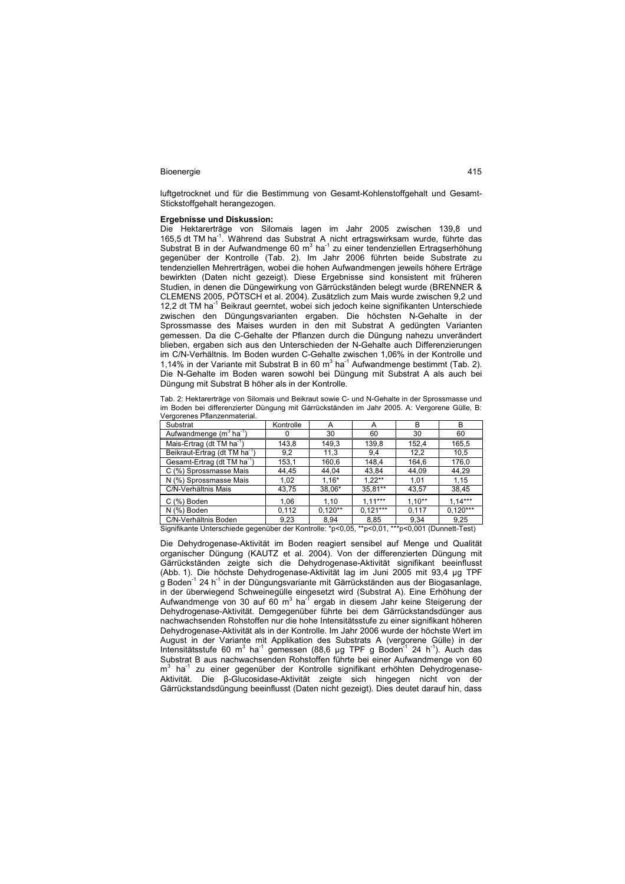luftgetrocknet und für die Bestimmung von Gesamt-Kohlenstoffgehalt und Gesamt-Stickstoffgehalt herangezogen.

**Ergebnisse und Diskussion:**

Die Hektarerträge von Silomais lagen im Jahr 2005 zwischen 139,8 und 165,5 dt TM ha$^{-1}$. Während das Substrat A nicht ertragswirksam wurde, führte das Substrat B in der Aufwandmenge 60 m$^3$ ha$^{-1}$ zu einer tendenziellen Ertragserhöhung gegenüber der Kontrolle (Tab. 2). Im Jahr 2006 führten beide Substrate zu tendenziellen Mehrerträgen, wobei die hohen Aufwandmengen jeweils höhere Erträge bewirkten (Daten nicht gezeigt). Diese Ergebnisse sind konsistent mit früheren Studien, in denen die Düngewirkung von Gärrückständen belegt wurde (BRENNER & CLEMENS 2005, PÖTSCH et al. 2004). Zusätzlich zum Mais wurde zwischen 9,2 und 12,2 dt TM ha$^{-1}$ Beikraut geerntet, wobei sich jedoch keine signifikanten Unterschiede zwischen den Düngungsvarianten ergaben. Die höchsten N-Gehalte in der Sprossmasse des Maises wurden in den mit Substrat A gedüngten Varianten gemessen. Da die C-Gehalte der Pflanzen durch die Düngung nahezu unverändert blieben, ergaben sich aus den Unterschieden der N-Gehalte auch Differenzierungen im C/N-Verhältnis. Im Boden wurden C-Gehalte zwischen 1,06% in der Kontrolle und 1,14% in der Variante mit Substrat B in 60 m$^3$ ha$^{-1}$ Aufwandmenge bestimmt (Tab. 2). Die N-Gehalte im Boden waren sowohl bei Düngung mit Substrat A als auch bei Düngung mit Substrat B höher als in der Kontrolle.

Tab. 2: Hektarerträge von Silomais und Beikraut sowie C- und N-Gehalte in der Sprossmasse und im Boden bei differenzierter Düngung mit Gärrückständen im Jahr 2005. A: Vergorene Gülle, B: Vergorenes Pflanzenmaterial.

| Substrat | Kontrolle | A | A | B | B |
|---|---|---|---|---|---|
| Aufwandmenge (m$^3$ ha$^{-1}$) | 0 | 30 | 60 | 30 | 60 |
| Mais-Ertrag (dt TM ha$^{-1}$) | 143,8 | 149,3 | 139,8 | 152,4 | 165,5 |
| Beikraut-Ertrag (dt TM ha$^{-1}$) | 9,2 | 11,3 | 9,4 | 12,2 | 10,5 |
| Gesamt-Ertrag (dt TM ha$^{-1}$) | 153,1 | 160,6 | 148,4 | 164,6 | 176,0 |
| C (%) Sprossmasse Mais | 44,45 | 44,04 | 43,84 | 44,09 | 44,29 |
| N (%) Sprossmasse Mais | 1,02 | 1,16* | 1,22** | 1,01 | 1,15 |
| C/N-Verhältnis Mais | 43,75 | 38,06* | 35,81** | 43,57 | 38,45 |
| C (%) Boden | 1,06 | 1,10 | 1,11*** | 1,10** | 1,14*** |
| N (%) Boden | 0,112 | 0,120** | 0,121*** | 0,117 | 0,120*** |
| C/N-Verhältnis Boden | 9,23 | 8,94 | 8,85 | 9,34 | 9,25 |

Signifikante Unterschiede gegenüber der Kontrolle: *p<0,05, **p<0,01, ***p<0,001 (Dunnett-Test)

Die Dehydrogenase-Aktivität im Boden reagiert sensibel auf Menge und Qualität organischer Düngung (KAUTZ et al. 2004). Von der differenzierten Düngung mit Gärrückständen zeigte sich die Dehydrogenase-Aktivität signifikant beeinflusst (Abb. 1). Die höchste Dehydrogenase-Aktivität lag im Juni 2005 mit 93,4 µg TPF g Boden$^{-1}$ 24 h$^{-1}$ in der Düngungsvariante mit Gärrückständen aus der Biogasanlage, in der überwiegend Schweinegülle eingesetzt wird (Substrat A). Eine Erhöhung der Aufwandmenge von 30 auf 60 m$^3$ ha$^{-1}$ ergab in diesem Jahr keine Steigerung der Dehydrogenase-Aktivität. Demgegenüber führte bei dem Gärrückstandsdünger aus nachwachsenden Rohstoffen nur die hohe Intensitätsstufe zu einer signifikant höheren Dehydrogenase-Aktivität als in der Kontrolle. Im Jahr 2006 wurde der höchste Wert im August in der Variante mit Applikation des Substrats A (vergorene Gülle) in der Intensitätsstufe 60 m$^3$ ha$^{-1}$ gemessen (88,6 µg TPF g Boden$^{-1}$ 24 h$^{-1}$). Auch das Substrat B aus nachwachsenden Rohstoffen führte bei einer Aufwandmenge von 60 m$^3$ ha$^{-1}$ zu einer gegenüber der Kontrolle signifikant erhöhten Dehydrogenase-Aktivität. Die β-Glucosidase-Aktivität zeigte sich hingegen nicht von der Gärrückstandsdüngung beeinflusst (Daten nicht gezeigt). Dies deutet darauf hin, dass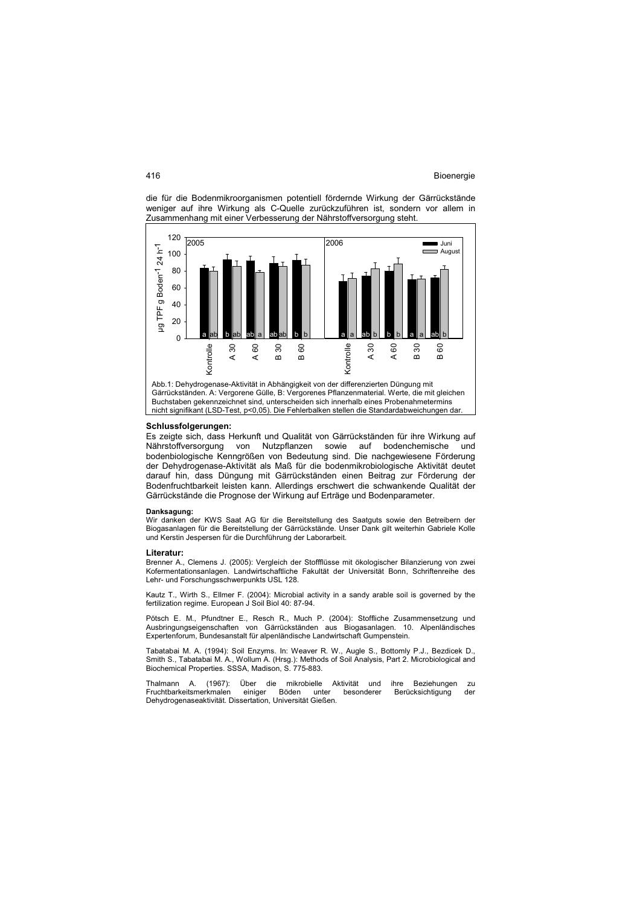die für die Bodenmikroorganismen potentiell fördernde Wirkung der Gärrückstände weniger auf ihre Wirkung als C-Quelle zurückzuführen ist, sondern vor allem in Zusammenhang mit einer Verbesserung der Nährstoffversorgung steht.

Abb.1: Dehydrogenase-Aktivität in Abhängigkeit von der differenzierten Düngung mit Gärrückständen. A: Vergorene Gülle, B: Vergorenes Pflanzenmaterial. Werte, die mit gleichen Buchstaben gekennzeichnet sind, unterscheiden sich innerhalb eines Probenahmetermins nicht signifikant (LSD-Test, $p<0,05$). Die Fehlerbalken stellen die Standardabweichungen dar.

### Schlussfolgerungen:

Es zeigte sich, dass Herkunft und Qualität von Gärrückständen für ihre Wirkung auf Nährstoffversorgung von Nutzpflanzen sowie auf bodenchemische und bodenbiologische Kenngrößen von Bedeutung sind. Die nachgewiesene Förderung der Dehydrogenase-Aktivität als Maß für die bodenmikrobiologische Aktivität deutet darauf hin, dass Düngung mit Gärrückständen einen Beitrag zur Förderung der Bodenfruchtbarkeit leisten kann. Allerdings erschwert die schwankende Qualität der Gärrückstände die Prognose der Wirkung auf Erträge und Bodenparameter.

#### Danksagung:

Wir danken der KWS Saat AG für die Bereitstellung des Saatguts sowie den Betreibern der Biogasanlagen für die Bereitstellung der Gärrückstände. Unser Dank gilt weiterhin Gabriele Kolle und Kerstin Jespersen für die Durchführung der Laborarbeit.

### Literatur:

Brenner A., Clemens J. (2005): Vergleich der Stoffflüsse mit ökologischer Bilanzierung von zwei Kofermentationsanlagen. Landwirtschaftliche Fakultät der Universität Bonn, Schriftenreihe des Lehr- und Forschungsschwerpunkts USL 128.

Kautz T., Wirth S., Ellmer F. (2004): Microbial activity in a sandy arable soil is governed by the fertilization regime. European J Soil Biol 40: 87-94.

Pötsch E. M., Pfundtner E., Resch R., Much P. (2004): Stoffliche Zusammensetzung und Ausbringungseigenschaften von Gärrückständen aus Biogasanlagen. 10. Alpenländisches Expertenforum, Bundesanstalt für alpenländische Landwirtschaft Gumpenstein.

Tabatabai M. A. (1994): Soil Enzyms. In: Weaver R. W., Augle S., Bottomly P.J., Bezdicek D., Smith S., Tabatabai M. A., Wollum A. (Hrsg.): Methods of Soil Analysis, Part 2. Microbiological and Biochemical Properties. SSSA, Madison, S. 775-883.

Thalmann A. (1967): Über die mikrobielle Aktivität und ihre Beziehungen zu Fruchtbarkeitsmerkmalen einiger Böden unter besonderer Berücksichtigung der Dehydrogenaseaktivität. Dissertation, Universität Gießen.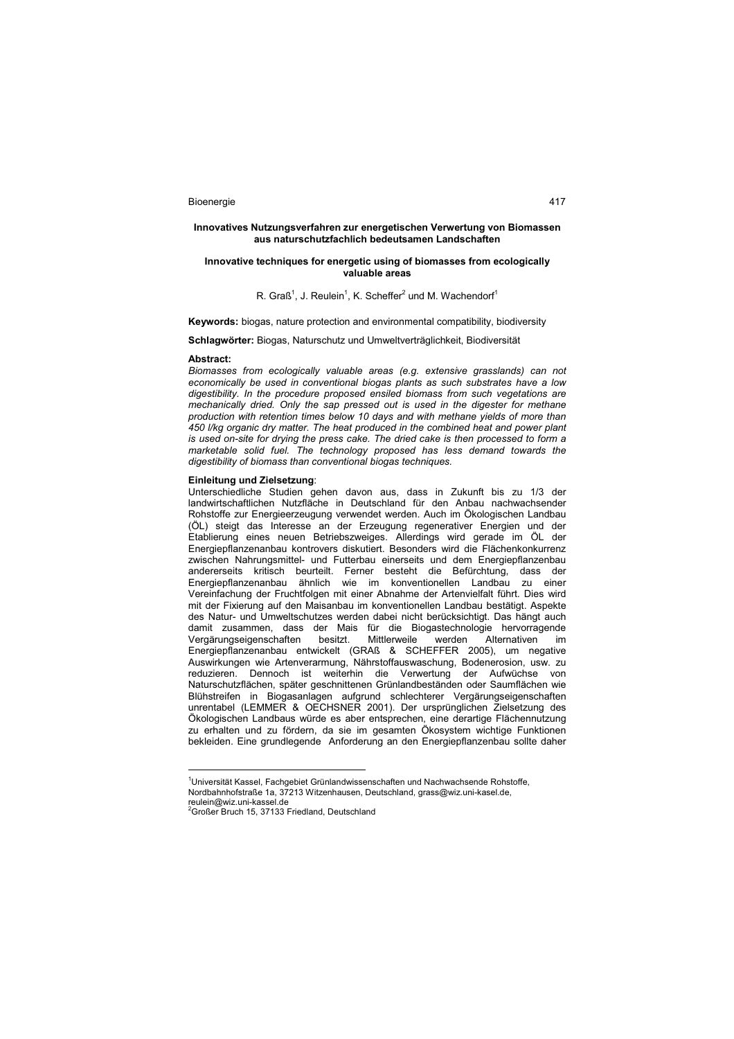### Innovatives Nutzungsverfahren zur energetischen Verwertung von Biomassen aus naturschutzfachlich bedeutsamen Landschaften

### Innovative techniques for energetic using of biomasses from ecologically valuable areas

R. Graß[1], J. Reulein[1], K. Scheffer[2] und M. Wachendorf[1]

**Keywords:** biogas, nature protection and environmental compatibility, biodiversity

**Schlagwörter:** Biogas, Naturschutz und Umweltverträglichkeit, Biodiversität

**Abstract:**

*Biomasses from ecologically valuable areas (e.g. extensive grasslands) can not economically be used in conventional biogas plants as such substrates have a low digestibility. In the procedure proposed ensiled biomass from such vegetations are mechanically dried. Only the sap pressed out is used in the digester for methane production with retention times below 10 days and with methane yields of more than 450 l/kg organic dry matter. The heat produced in the combined heat and power plant is used on-site for drying the press cake. The dried cake is then processed to form a marketable solid fuel. The technology proposed has less demand towards the digestibility of biomass than conventional biogas techniques.*

**Einleitung und Zielsetzung**:

Unterschiedliche Studien gehen davon aus, dass in Zukunft bis zu 1/3 der landwirtschaftlichen Nutzfläche in Deutschland für den Anbau nachwachsender Rohstoffe zur Energieerzeugung verwendet werden. Auch im Ökologischen Landbau (ÖL) steigt das Interesse an der Erzeugung regenerativer Energien und der Etablierung eines neuen Betriebszweiges. Allerdings wird gerade im ÖL der Energiepflanzenanbau kontrovers diskutiert. Besonders wird die Flächenkonkurrenz zwischen Nahrungsmittel- und Futterbau einerseits und dem Energiepflanzenbau andererseits kritisch beurteilt. Ferner besteht die Befürchtung, dass der Energiepflanzenanbau ähnlich wie im konventionellen Landbau zu einer Vereinfachung der Fruchtfolgen mit einer Abnahme der Artenvielfalt führt. Dies wird mit der Fixierung auf den Maisanbau im konventionellen Landbau bestätigt. Aspekte des Natur- und Umweltschutzes werden dabei nicht berücksichtigt. Das hängt auch damit zusammen, dass der Mais für die Biogastechnologie hervorragende Vergärungseigenschaften besitzt. Mittlerweile werden Alternativen im Energiepflanzenanbau entwickelt (GRAß & SCHEFFER 2005), um negative Auswirkungen wie Artenverarmung, Nährstoffauswaschung, Bodenerosion, usw. zu reduzieren. Dennoch ist weiterhin die Verwertung der Aufwüchse von Naturschutzflächen, später geschnittenen Grünlandbeständen oder Saumflächen wie Blühstreifen in Biogasanlagen aufgrund schlechterer Vergärungseigenschaften unrentabel (LEMMER & OECHSNER 2001). Der ursprünglichen Zielsetzung des Ökologischen Landbaus würde es aber entsprechen, eine derartige Flächennutzung zu erhalten und zu fördern, da sie im gesamten Ökosystem wichtige Funktionen bekleiden. Eine grundlegende Anforderung an den Energiepflanzenbau sollte daher

---

[1]Universität Kassel, Fachgebiet Grünlandwissenschaften und Nachwachsende Rohstoffe, Nordbahnhofstraße 1a, 37213 Witzenhausen, Deutschland, grass@wiz.uni-kasel.de, reulein@wiz.uni-kassel.de

[2]Großer Bruch 15, 37133 Friedland, Deutschland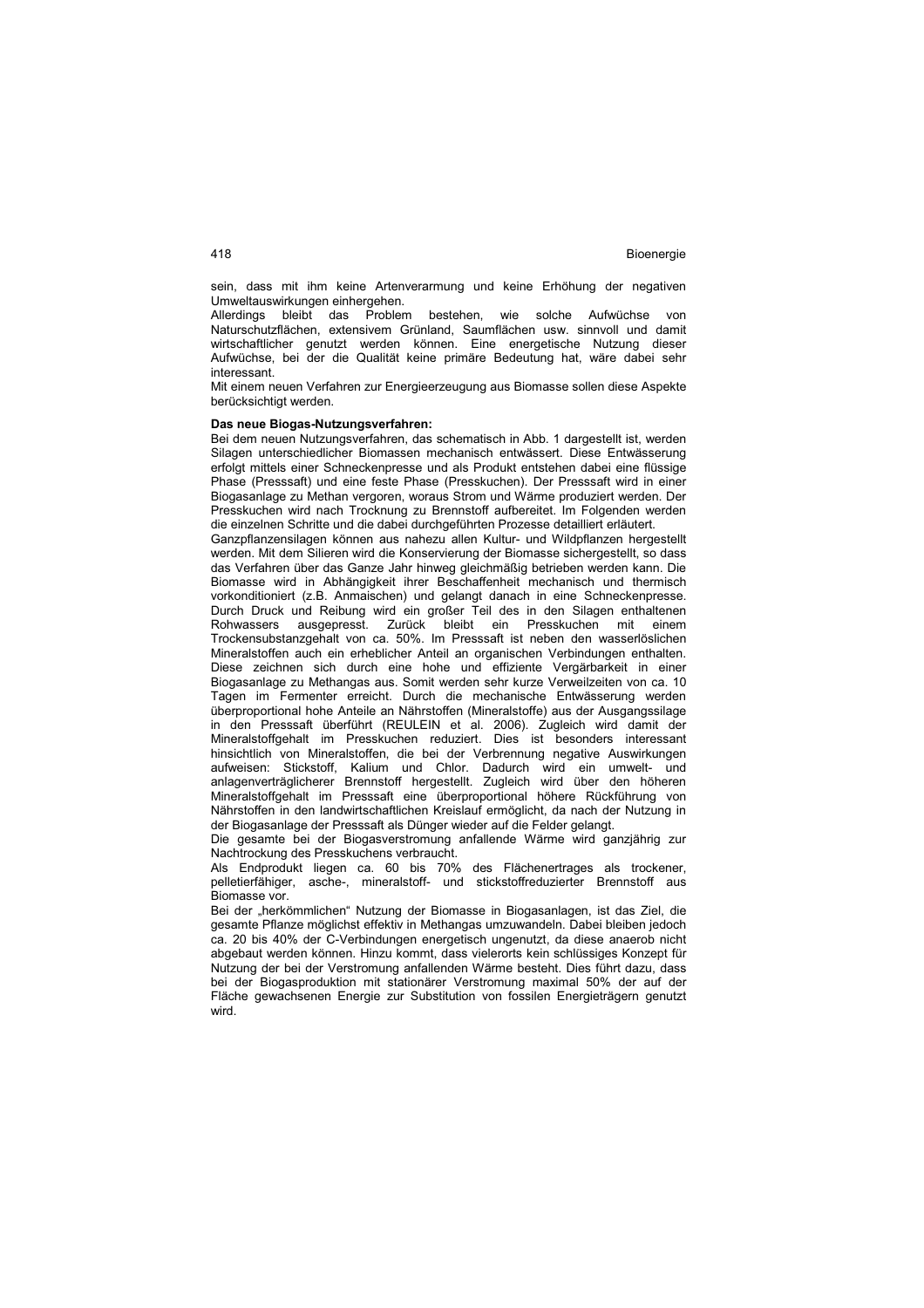sein, dass mit ihm keine Artenverarmung und keine Erhöhung der negativen Umweltauswirkungen einhergehen.

Allerdings bleibt das Problem bestehen, wie solche Aufwüchse von Naturschutzflächen, extensivem Grünland, Saumflächen usw. sinnvoll und damit wirtschaftlicher genutzt werden können. Eine energetische Nutzung dieser Aufwüchse, bei der die Qualität keine primäre Bedeutung hat, wäre dabei sehr interessant.

Mit einem neuen Verfahren zur Energieerzeugung aus Biomasse sollen diese Aspekte berücksichtigt werden.

**Das neue Biogas-Nutzungsverfahren:**

Bei dem neuen Nutzungsverfahren, das schematisch in Abb. 1 dargestellt ist, werden Silagen unterschiedlicher Biomassen mechanisch entwässert. Diese Entwässerung erfolgt mittels einer Schneckenpresse und als Produkt entstehen dabei eine flüssige Phase (Presssaft) und eine feste Phase (Presskuchen). Der Presssaft wird in einer Biogasanlage zu Methan vergoren, woraus Strom und Wärme produziert werden. Der Presskuchen wird nach Trocknung zu Brennstoff aufbereitet. Im Folgenden werden die einzelnen Schritte und die dabei durchgeführten Prozesse detailliert erläutert.

Ganzpflanzensilagen können aus nahezu allen Kultur- und Wildpflanzen hergestellt werden. Mit dem Silieren wird die Konservierung der Biomasse sichergestellt, so dass das Verfahren über das Ganze Jahr hinweg gleichmäßig betrieben werden kann. Die Biomasse wird in Abhängigkeit ihrer Beschaffenheit mechanisch und thermisch vorkonditioniert (z.B. Anmaischen) und gelangt danach in eine Schneckenpresse. Durch Druck und Reibung wird ein großer Teil des in den Silagen enthaltenen Rohwassers ausgepresst. Zurück bleibt ein Presskuchen mit einem Trockensubstanzgehalt von ca. 50%. Im Presssaft ist neben den wasserlöslichen Mineralstoffen auch ein erheblicher Anteil an organischen Verbindungen enthalten. Diese zeichnen sich durch eine hohe und effiziente Vergärbarkeit in einer Biogasanlage zu Methangas aus. Somit werden sehr kurze Verweilzeiten von ca. 10 Tagen im Fermenter erreicht. Durch die mechanische Entwässerung werden überproportional hohe Anteile an Nährstoffen (Mineralstoffe) aus der Ausgangssilage in den Presssaft überführt (REULEIN et al. 2006). Zugleich wird damit der Mineralstoffgehalt im Presskuchen reduziert. Dies ist besonders interessant hinsichtlich von Mineralstoffen, die bei der Verbrennung negative Auswirkungen aufweisen: Stickstoff, Kalium und Chlor. Dadurch wird ein umwelt- und anlagenverträglicherer Brennstoff hergestellt. Zugleich wird über den höheren Mineralstoffgehalt im Presssaft eine überproportional höhere Rückführung von Nährstoffen in den landwirtschaftlichen Kreislauf ermöglicht, da nach der Nutzung in der Biogasanlage der Presssaft als Dünger wieder auf die Felder gelangt.

Die gesamte bei der Biogasverstromung anfallende Wärme wird ganzjährig zur Nachtrockung des Presskuchens verbraucht.

Als Endprodukt liegen ca. 60 bis 70% des Flächenertrages als trockener, pelletierfähiger, asche-, mineralstoff- und stickstoffreduzierter Brennstoff aus Biomasse vor.

Bei der „herkömmlichen" Nutzung der Biomasse in Biogasanlagen, ist das Ziel, die gesamte Pflanze möglichst effektiv in Methangas umzuwandeln. Dabei bleiben jedoch ca. 20 bis 40% der C-Verbindungen energetisch ungenutzt, da diese anaerob nicht abgebaut werden können. Hinzu kommt, dass vielerorts kein schlüssiges Konzept für Nutzung der bei der Verstromung anfallenden Wärme besteht. Dies führt dazu, dass bei der Biogasproduktion mit stationärer Verstromung maximal 50% der auf der Fläche gewachsenen Energie zur Substitution von fossilen Energieträgern genutzt wird.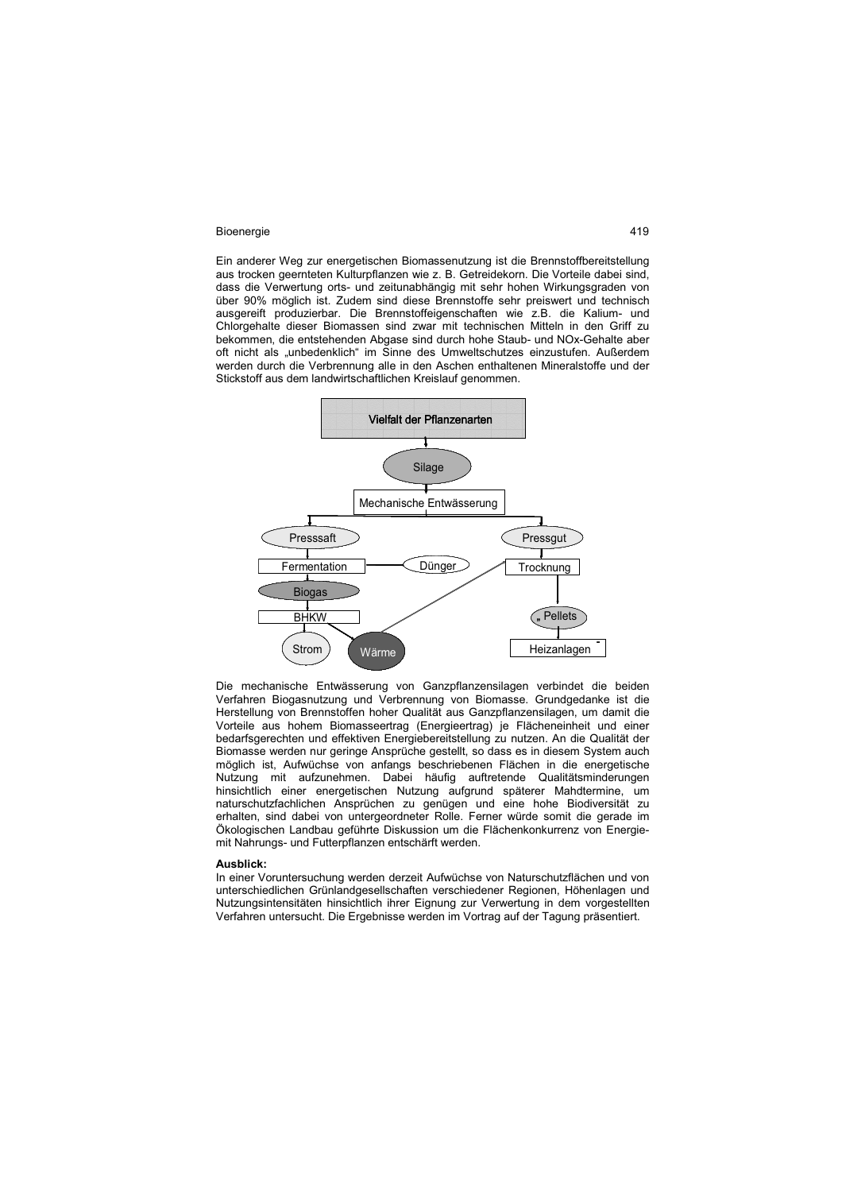Ein anderer Weg zur energetischen Biomassenutzung ist die Brennstoffbereitstellung aus trocken geernteten Kulturpflanzen wie z. B. Getreidekorn. Die Vorteile dabei sind, dass die Verwertung orts- und zeitunabhängig mit sehr hohen Wirkungsgraden von über 90% möglich ist. Zudem sind diese Brennstoffe sehr preiswert und technisch ausgereift produzierbar. Die Brennstoffeigenschaften wie z.B. die Kalium- und Chlorgehalte dieser Biomassen sind zwar mit technischen Mitteln in den Griff zu bekommen, die entstehenden Abgase sind durch hohe Staub- und NOx-Gehalte aber oft nicht als „unbedenklich" im Sinne des Umweltschutzes einzustufen. Außerdem werden durch die Verbrennung alle in den Aschen enthaltenen Mineralstoffe und der Stickstoff aus dem landwirtschaftlichen Kreislauf genommen.

Vielfalt der Pflanzenarten
Silage
Mechanische Entwässerung
Presssaft — Pressgut
Fermentation — Dünger — Trocknung
Biogas — Pellets
BHKW — Heizanlagen
Strom — Wärme

Die mechanische Entwässerung von Ganzpflanzensilagen verbindet die beiden Verfahren Biogasnutzung und Verbrennung von Biomasse. Grundgedanke ist die Herstellung von Brennstoffen hoher Qualität aus Ganzpflanzensilagen, um damit die Vorteile aus hohem Biomasseertrag (Energieertrag) je Flächeneinheit und einer bedarfsgerechten und effektiven Energiebereitstellung zu nutzen. An die Qualität der Biomasse werden nur geringe Ansprüche gestellt, so dass es in diesem System auch möglich ist, Aufwüchse von anfangs beschriebenen Flächen in die energetische Nutzung mit aufzunehmen. Dabei häufig auftretende Qualitätsminderungen hinsichtlich einer energetischen Nutzung aufgrund späterer Mahdtermine, um naturschutzfachlichen Ansprüchen zu genügen und eine hohe Biodiversität zu erhalten, sind dabei von untergeordneter Rolle. Ferner würde somit die gerade im Ökologischen Landbau geführte Diskussion um die Flächenkonkurrenz von Energie- mit Nahrungs- und Futterpflanzen entschärft werden.

**Ausblick:**

In einer Voruntersuchung werden derzeit Aufwüchse von Naturschutzflächen und von unterschiedlichen Grünlandgesellschaften verschiedener Regionen, Höhenlagen und Nutzungsintensitäten hinsichtlich ihrer Eignung zur Verwertung in dem vorgestellten Verfahren untersucht. Die Ergebnisse werden im Vortrag auf der Tagung präsentiert.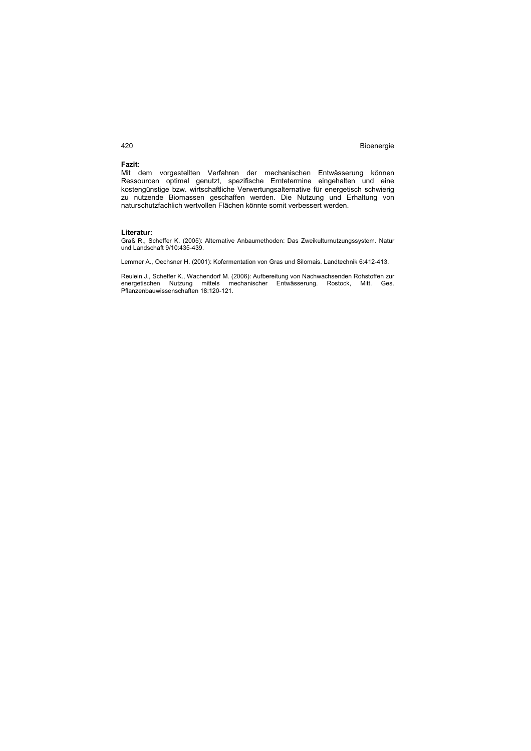**Fazit:**
Mit dem vorgestellten Verfahren der mechanischen Entwässerung können Ressourcen optimal genutzt, spezifische Erntetermine eingehalten und eine kostengünstige bzw. wirtschaftliche Verwertungsalternative für energetisch schwierig zu nutzende Biomassen geschaffen werden. Die Nutzung und Erhaltung von naturschutzfachlich wertvollen Flächen könnte somit verbessert werden.

**Literatur:**

Graß R., Scheffer K. (2005): Alternative Anbaumethoden: Das Zweikulturnutzungssystem. Natur und Landschaft 9/10:435-439.

Lemmer A., Oechsner H. (2001): Kofermentation von Gras und Silomais. Landtechnik 6:412-413.

Reulein J., Scheffer K., Wachendorf M. (2006): Aufbereitung von Nachwachsenden Rohstoffen zur energetischen Nutzung mittels mechanischer Entwässerung. Rostock, Mitt. Ges. Pflanzenbauwissenschaften 18:120-121.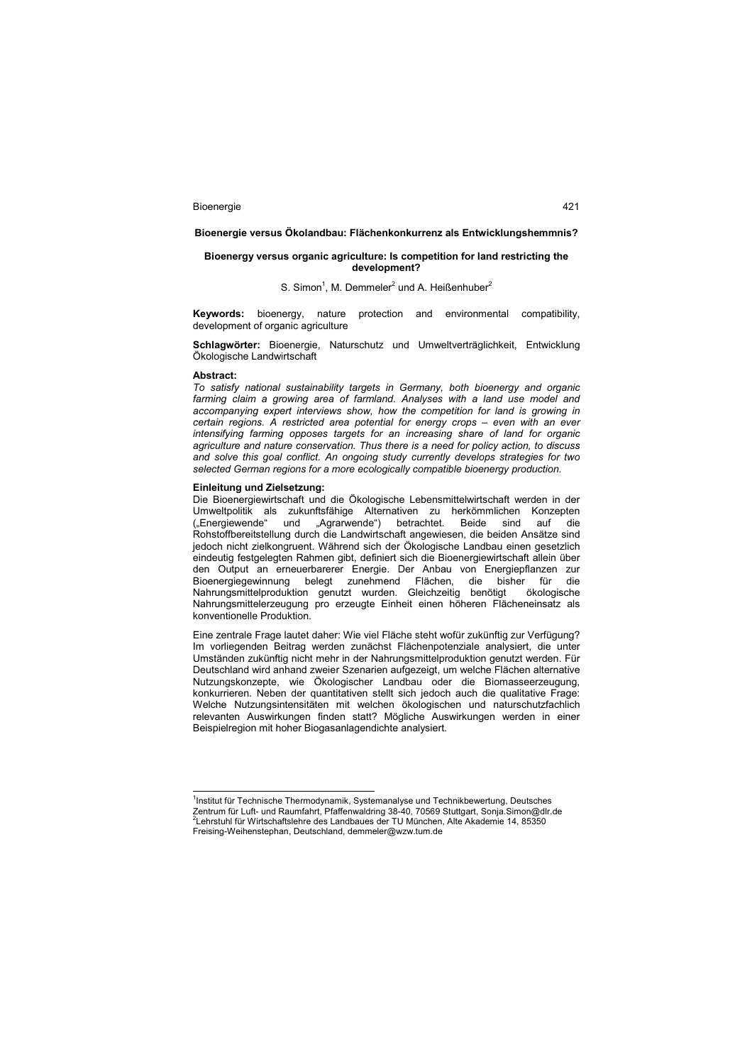## Bioenergie versus Ökolandbau: Flächenkonkurrenz als Entwicklungshemmnis?

### Bioenergy versus organic agriculture: Is competition for land restricting the development?

S. Simon[1], M. Demmeler[2] und A. Heißenhuber[2]

**Keywords:** bioenergy, nature protection and environmental compatibility, development of organic agriculture

**Schlagwörter:** Bioenergie, Naturschutz und Umweltverträglichkeit, Entwicklung Ökologische Landwirtschaft

**Abstract:**

*To satisfy national sustainability targets in Germany, both bioenergy and organic farming claim a growing area of farmland. Analyses with a land use model and accompanying expert interviews show, how the competition for land is growing in certain regions. A restricted area potential for energy crops – even with an ever intensifying farming opposes targets for an increasing share of land for organic agriculture and nature conservation. Thus there is a need for policy action, to discuss and solve this goal conflict. An ongoing study currently develops strategies for two selected German regions for a more ecologically compatible bioenergy production.*

**Einleitung und Zielsetzung:**

Die Bioenergiewirtschaft und die Ökologische Lebensmittelwirtschaft werden in der Umweltpolitik als zukunftsfähige Alternativen zu herkömmlichen Konzepten („Energiewende" und „Agrarwende") betrachtet. Beide sind auf die Rohstoffbereitstellung durch die Landwirtschaft angewiesen, die beiden Ansätze sind jedoch nicht zielkongruent. Während sich der Ökologische Landbau einen gesetzlich eindeutig festgelegten Rahmen gibt, definiert sich die Bioenergiewirtschaft allein über den Output an erneuerbarerer Energie. Der Anbau von Energiepflanzen zur Bioenergiegewinnung belegt zunehmend Flächen, die bisher für die Nahrungsmittelproduktion genutzt wurden. Gleichzeitig benötigt ökologische Nahrungsmittelerzeugung pro erzeugte Einheit einen höheren Flächeneinsatz als konventionelle Produktion.

Eine zentrale Frage lautet daher: Wie viel Fläche steht wofür zukünftig zur Verfügung? Im vorliegenden Beitrag werden zunächst Flächenpotenziale analysiert, die unter Umständen zukünftig nicht mehr in der Nahrungsmittelproduktion genutzt werden. Für Deutschland wird anhand zweier Szenarien aufgezeigt, um welche Flächen alternative Nutzungskonzepte, wie Ökologischer Landbau oder die Biomasseerzeugung, konkurrieren. Neben der quantitativen stellt sich jedoch auch die qualitative Frage: Welche Nutzungsintensitäten mit welchen ökologischen und naturschutzfachlich relevanten Auswirkungen finden statt? Mögliche Auswirkungen werden in einer Beispielregion mit hoher Biogasanlagendichte analysiert.

---

[1]Institut für Technische Thermodynamik, Systemanalyse und Technikbewertung, Deutsches Zentrum für Luft- und Raumfahrt, Pfaffenwaldring 38-40, 70569 Stuttgart, Sonja.Simon@dlr.de

[2]Lehrstuhl für Wirtschaftslehre des Landbaues der TU München, Alte Akademie 14, 85350 Freising-Weihenstephan, Deutschland, demmeler@wzw.tum.de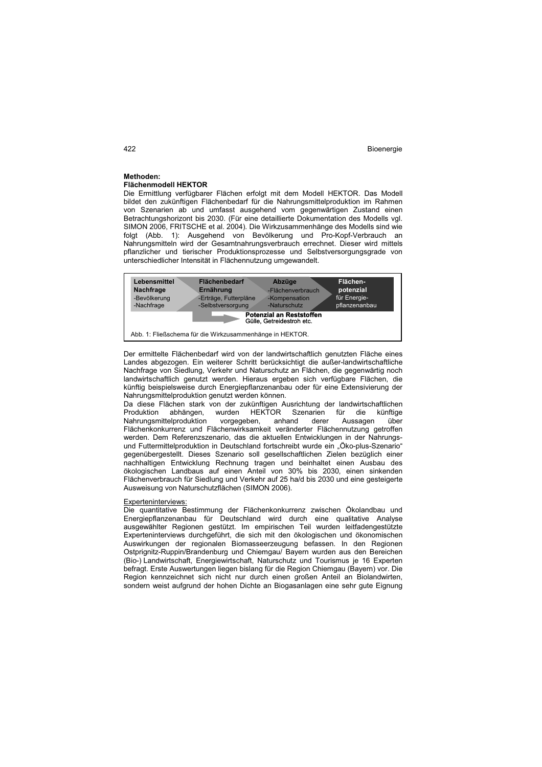**Methoden:**
**Flächenmodell HEKTOR**

Die Ermittlung verfügbarer Flächen erfolgt mit dem Modell HEKTOR. Das Modell bildet den zukünftigen Flächenbedarf für die Nahrungsmittelproduktion im Rahmen von Szenarien ab und umfasst ausgehend vom gegenwärtigen Zustand einen Betrachtungshorizont bis 2030. (Für eine detaillierte Dokumentation des Modells vgl. SIMON 2006, FRITSCHE et al. 2004). Die Wirkzusammenhänge des Modells sind wie folgt (Abb. 1): Ausgehend von Bevölkerung und Pro-Kopf-Verbrauch an Nahrungsmitteln wird der Gesamtnahrungsverbrauch errechnet. Dieser wird mittels pflanzlicher und tierischer Produktionsprozesse und Selbstversorgungsgrade von unterschiedlicher Intensität in Flächennutzung umgewandelt.

| Lebensmittel Nachfrage | Flächenbedarf Ernährung | Abzüge | Flächen-potenzial |
|---|---|---|---|
| -Bevölkerung<br>-Nachfrage | -Erträge, Futterpläne<br>-Selbstversorgung | -Flächenverbrauch<br>-Kompensation<br>-Naturschutz | für Energie-pflanzenanbau |

**Potenzial an Reststoffen**
Gülle, Getreidestroh etc.

Abb. 1: Fließschema für die Wirkzusammenhänge in HEKTOR.

Der ermittelte Flächenbedarf wird von der landwirtschaftlich genutzten Fläche eines Landes abgezogen. Ein weiterer Schritt berücksichtigt die außer-landwirtschaftliche Nachfrage von Siedlung, Verkehr und Naturschutz an Flächen, die gegenwärtig noch landwirtschaftlich genutzt werden. Hieraus ergeben sich verfügbare Flächen, die künftig beispielsweise durch Energiepflanzenanbau oder für eine Extensivierung der Nahrungsmittelproduktion genutzt werden können.
Da diese Flächen stark von der zukünftigen Ausrichtung der landwirtschaftlichen Produktion abhängen, wurden HEKTOR Szenarien für die künftige Nahrungsmittelproduktion vorgegeben, anhand derer Aussagen über Flächenkonkurrenz und Flächenwirksamkeit veränderter Flächennutzung getroffen werden. Dem Referenzszenario, das die aktuellen Entwicklungen in der Nahrungs- und Futtermittelproduktion in Deutschland fortschreibt wurde ein „Öko-plus-Szenario" gegenübergestellt. Dieses Szenario soll gesellschaftlichen Zielen bezüglich einer nachhaltigen Entwicklung Rechnung tragen und beinhaltet einen Ausbau des ökologischen Landbaus auf einen Anteil von 30% bis 2030, einen sinkenden Flächenverbrauch für Siedlung und Verkehr auf 25 ha/d bis 2030 und eine gesteigerte Ausweisung von Naturschutzflächen (SIMON 2006).

Experteninterviews:

Die quantitative Bestimmung der Flächenkonkurrenz zwischen Ökolandbau und Energiepflanzenanbau für Deutschland wird durch eine qualitative Analyse ausgewählter Regionen gestützt. Im empirischen Teil wurden leitfadengestützte Experteninterviews durchgeführt, die sich mit den ökologischen und ökonomischen Auswirkungen der regionalen Biomasseerzeugung befassen. In den Regionen Ostprignitz-Ruppin/Brandenburg und Chiemgau/ Bayern wurden aus den Bereichen (Bio-) Landwirtschaft, Energiewirtschaft, Naturschutz und Tourismus je 16 Experten befragt. Erste Auswertungen liegen bislang für die Region Chiemgau (Bayern) vor. Die Region kennzeichnet sich nicht nur durch einen großen Anteil an Biolandwirten, sondern weist aufgrund der hohen Dichte an Biogasanlagen eine sehr gute Eignung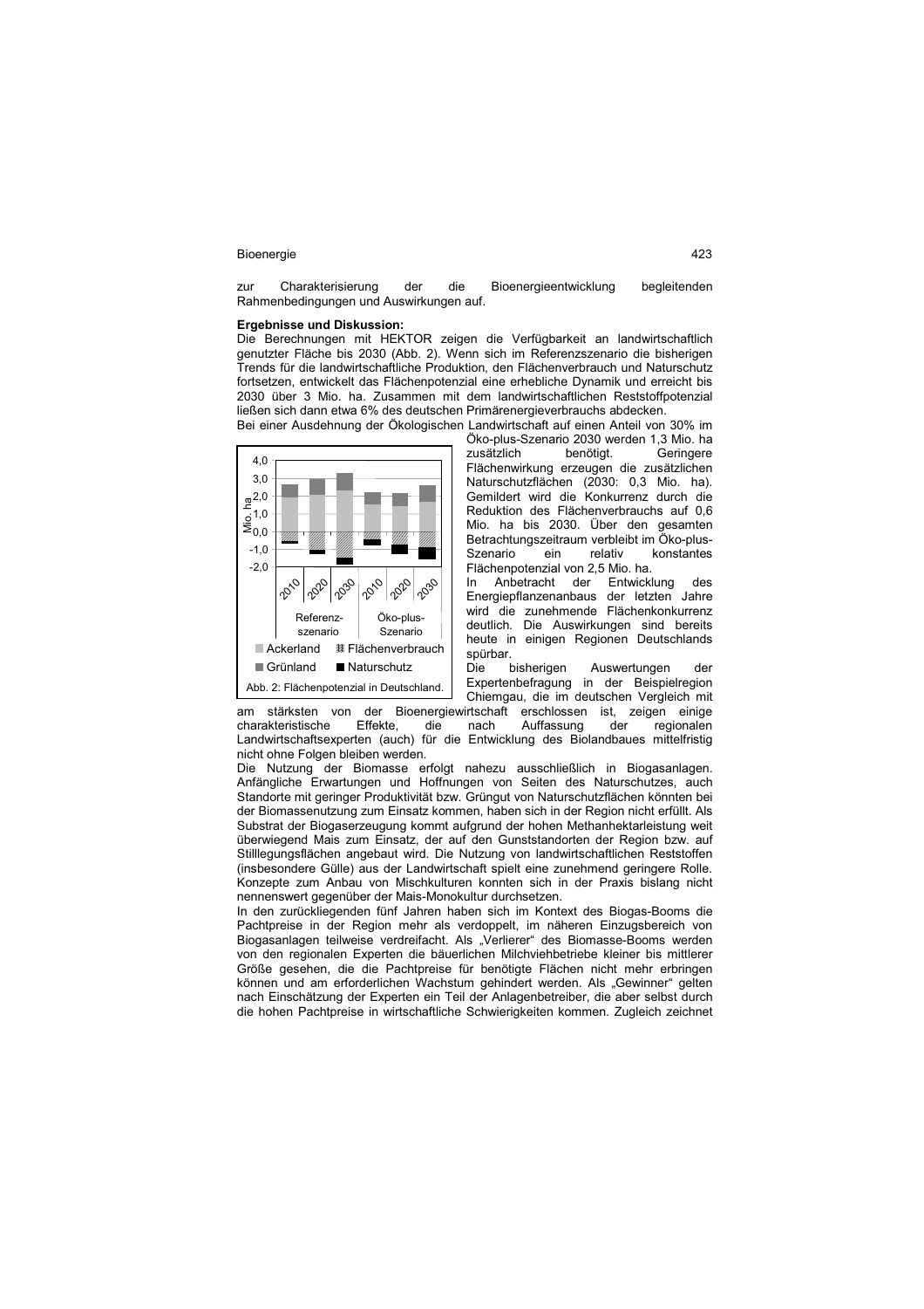zur Charakterisierung der die Bioenergieentwicklung begleitenden Rahmenbedingungen und Auswirkungen auf.

**Ergebnisse und Diskussion:**

Die Berechnungen mit HEKTOR zeigen die Verfügbarkeit an landwirtschaftlich genutzter Fläche bis 2030 (Abb. 2). Wenn sich im Referenzszenario die bisherigen Trends für die landwirtschaftliche Produktion, den Flächenverbrauch und Naturschutz fortsetzen, entwickelt das Flächenpotenzial eine erhebliche Dynamik und erreicht bis 2030 über 3 Mio. ha. Zusammen mit dem landwirtschaftlichen Reststoffpotenzial ließen sich dann etwa 6% des deutschen Primärenergieverbrauchs abdecken.

Bei einer Ausdehnung der Ökologischen Landwirtschaft auf einen Anteil von 30% im Öko-plus-Szenario 2030 werden 1,3 Mio. ha zusätzlich benötigt. Geringere Flächenwirkung erzeugen die zusätzlichen Naturschutzflächen (2030: 0,3 Mio. ha). Gemildert wird die Konkurrenz durch die Reduktion des Flächenverbrauchs auf 0,6 Mio. ha bis 2030. Über den gesamten Betrachtungszeitraum verbleibt im Öko-plus-Szenario ein relativ konstantes Flächenpotenzial von 2,5 Mio. ha.

Abb. 2: Flächenpotenzial in Deutschland.

In Anbetracht der Entwicklung des Energiepflanzenanbaus der letzten Jahre wird die zunehmende Flächenkonkurrenz deutlich. Die Auswirkungen sind bereits heute in einigen Regionen Deutschlands spürbar.

Die bisherigen Auswertungen der Expertenbefragung in der Beispielregion Chiemgau, die im deutschen Vergleich mit am stärksten von der Bioenergiewirtschaft erschlossen ist, zeigen einige charakteristische Effekte, die nach Auffassung der regionalen Landwirtschaftsexperten (auch) für die Entwicklung des Biolandbaues mittelfristig nicht ohne Folgen bleiben werden.

Die Nutzung der Biomasse erfolgt nahezu ausschließlich in Biogasanlagen. Anfängliche Erwartungen und Hoffnungen von Seiten des Naturschutzes, auch Standorte mit geringer Produktivität bzw. Grüngut von Naturschutzflächen könnten bei der Biomassenutzung zum Einsatz kommen, haben sich in der Region nicht erfüllt. Als Substrat der Biogaserzeugung kommt aufgrund der hohen Methanhektarleistung weit überwiegend Mais zum Einsatz, der auf den Gunststandorten der Region bzw. auf Stilllegungsflächen angebaut wird. Die Nutzung von landwirtschaftlichen Reststoffen (insbesondere Gülle) aus der Landwirtschaft spielt eine zunehmend geringere Rolle. Konzepte zum Anbau von Mischkulturen konnten sich in der Praxis bislang nicht nennenswert gegenüber der Mais-Monokultur durchsetzen.

In den zurückliegenden fünf Jahren haben sich im Kontext des Biogas-Booms die Pachtpreise in der Region mehr als verdoppelt, im näheren Einzugsbereich von Biogasanlagen teilweise verdreifacht. Als „Verlierer" des Biomasse-Booms werden von den regionalen Experten die bäuerlichen Milchviehbetriebe kleiner bis mittlerer Größe gesehen, die die Pachtpreise für benötigte Flächen nicht mehr erbringen können und am erforderlichen Wachstum gehindert werden. Als „Gewinner" gelten nach Einschätzung der Experten ein Teil der Anlagenbetreiber, die aber selbst durch die hohen Pachtpreise in wirtschaftliche Schwierigkeiten kommen. Zugleich zeichnet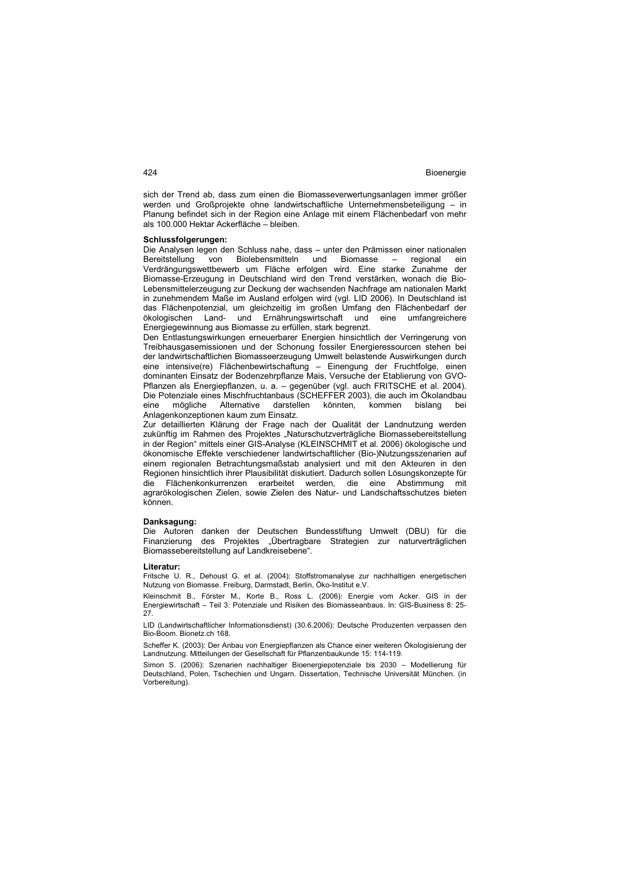sich der Trend ab, dass zum einen die Biomasseverwertungsanlagen immer größer werden und Großprojekte ohne landwirtschaftliche Unternehmensbeteiligung – in Planung befindet sich in der Region eine Anlage mit einem Flächenbedarf von mehr als 100.000 Hektar Ackerfläche – bleiben.

**Schlussfolgerungen:**

Die Analysen legen den Schluss nahe, dass – unter den Prämissen einer nationalen Bereitstellung von Biolebensmitteln und Biomasse – regional ein Verdrängungswettbewerb um Fläche erfolgen wird. Eine starke Zunahme der Biomasse-Erzeugung in Deutschland wird den Trend verstärken, wonach die Bio-Lebensmittelerzeugung zur Deckung der wachsenden Nachfrage am nationalen Markt in zunehmendem Maße im Ausland erfolgen wird (vgl. LID 2006). In Deutschland ist das Flächenpotenzial, um gleichzeitig im großen Umfang den Flächenbedarf der ökologischen Land- und Ernährungswirtschaft und eine umfangreichere Energiegewinnung aus Biomasse zu erfüllen, stark begrenzt.

Den Entlastungswirkungen erneuerbarer Energien hinsichtlich der Verringerung von Treibhausgasemissionen und der Schonung fossiler Energieressourcen stehen bei der landwirtschaftlichen Biomasseerzeugung Umwelt belastende Auswirkungen durch eine intensive(re) Flächenbewirtschaftung – Einengung der Fruchtfolge, einen dominanten Einsatz der Bodenzehrpflanze Mais, Versuche der Etablierung von GVO-Pflanzen als Energiepflanzen, u. a. – gegenüber (vgl. auch FRITSCHE et al. 2004). Die Potenziale eines Mischfruchtanbaus (SCHEFFER 2003), die auch im Ökolandbau eine mögliche Alternative darstellen könnten, kommen bislang bei Anlagenkonzeptionen kaum zum Einsatz.

Zur detaillierten Klärung der Frage nach der Qualität der Landnutzung werden zukünftig im Rahmen des Projektes „Naturschutzverträgliche Biomassebereitstellung in der Region" mittels einer GIS-Analyse (KLEINSCHMIT et al. 2006) ökologische und ökonomische Effekte verschiedener landwirtschaftlicher (Bio-)Nutzungsszenarien auf einem regionalen Betrachtungsmaßstab analysiert und mit den Akteuren in den Regionen hinsichtlich ihrer Plausibilität diskutiert. Dadurch sollen Lösungskonzepte für die Flächenkonkurrenzen erarbeitet werden, die eine Abstimmung mit agrarökologischen Zielen, sowie Zielen des Natur- und Landschaftsschutzes bieten können.

**Danksagung:**

Die Autoren danken der Deutschen Bundesstiftung Umwelt (DBU) für die Finanzierung des Projektes „Übertragbare Strategien zur naturverträglichen Biomassebereitstellung auf Landkreisebene".

**Literatur:**

Fritsche U. R., Dehoust G. et al. (2004): Stoffstromanalyse zur nachhaltigen energetischen Nutzung von Biomasse. Freiburg, Darmstadt, Berlin, Öko-Institut e.V.

Kleinschmit B., Förster M., Korte B., Ross L. (2006): Energie vom Acker. GIS in der Energiewirtschaft – Teil 3: Potenziale und Risiken des Biomasseanbaus. In: GIS-Business 8: 25-27.

LID (Landwirtschaftlicher Informationsdienst) (30.6.2006): Deutsche Produzenten verpassen den Bio-Boom. Bionetz.ch 168.

Scheffer K. (2003): Der Anbau von Energiepflanzen als Chance einer weiteren Ökologisierung der Landnutzung. Mitteilungen der Gesellschaft für Pflanzenbaukunde 15: 114-119.

Simon S. (2006): Szenarien nachhaltiger Bioenergiepotenziale bis 2030 – Modellierung für Deutschland, Polen, Tschechien und Ungarn. Dissertation, Technische Universität München. (in Vorbereitung).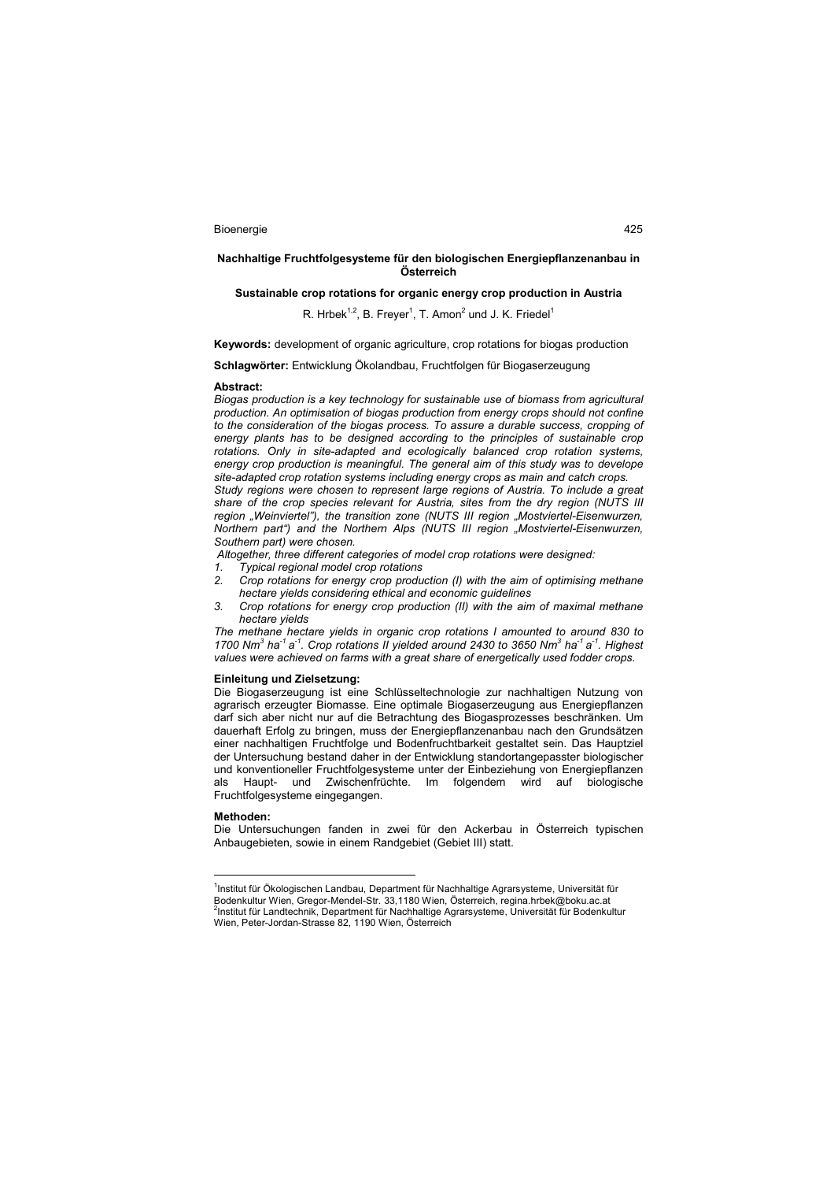**Nachhaltige Fruchtfolgesysteme für den biologischen Energiepflanzenanbau in Österreich**

**Sustainable crop rotations for organic energy crop production in Austria**

R. Hrbek[1,2], B. Freyer[1], T. Amon[2] und J. K. Friedel[1]

**Keywords:** development of organic agriculture, crop rotations for biogas production

**Schlagwörter:** Entwicklung Ökolandbau, Fruchtfolgen für Biogaserzeugung

**Abstract:**

*Biogas production is a key technology for sustainable use of biomass from agricultural production. An optimisation of biogas production from energy crops should not confine to the consideration of the biogas process. To assure a durable success, cropping of energy plants has to be designed according to the principles of sustainable crop rotations. Only in site-adapted and ecologically balanced crop rotation systems, energy crop production is meaningful. The general aim of this study was to develope site-adapted crop rotation systems including energy crops as main and catch crops.*

*Study regions were chosen to represent large regions of Austria. To include a great share of the crop species relevant for Austria, sites from the dry region (NUTS III region „Weinviertel"), the transition zone (NUTS III region „Mostviertel-Eisenwurzen, Northern part") and the Northern Alps (NUTS III region „Mostviertel-Eisenwurzen, Southern part) were chosen.*

*Altogether, three different categories of model crop rotations were designed:*

1. *Typical regional model crop rotations*
2. *Crop rotations for energy crop production (I) with the aim of optimising methane hectare yields considering ethical and economic guidelines*
3. *Crop rotations for energy crop production (II) with the aim of maximal methane hectare yields*

*The methane hectare yields in organic crop rotations I amounted to around 830 to 1700 $Nm^3$ $ha^{-1}$ $a^{-1}$. Crop rotations II yielded around 2430 to 3650 $Nm^3$ $ha^{-1}$ $a^{-1}$. Highest values were achieved on farms with a great share of energetically used fodder crops.*

**Einleitung und Zielsetzung:**

Die Biogaserzeugung ist eine Schlüsseltechnologie zur nachhaltigen Nutzung von agrarisch erzeugter Biomasse. Eine optimale Biogaserzeugung aus Energiepflanzen darf sich aber nicht nur auf die Betrachtung des Biogasprozesses beschränken. Um dauerhaft Erfolg zu bringen, muss der Energiepflanzenanbau nach den Grundsätzen einer nachhaltigen Fruchtfolge und Bodenfruchtbarkeit gestaltet sein. Das Hauptziel der Untersuchung bestand daher in der Entwicklung standortangepasster biologischer und konventioneller Fruchtfolgesysteme unter der Einbeziehung von Energiepflanzen als Haupt- und Zwischenfrüchte. Im folgendem wird auf biologische Fruchtfolgesysteme eingegangen.

**Methoden:**

Die Untersuchungen fanden in zwei für den Ackerbau in Österreich typischen Anbaugebieten, sowie in einem Randgebiet (Gebiet III) statt.

---

[1] Institut für Ökologischen Landbau, Department für Nachhaltige Agrarsysteme, Universität für Bodenkultur Wien, Gregor-Mendel-Str. 33,1180 Wien, Österreich, regina.hrbek@boku.ac.at

[2] Institut für Landtechnik, Department für Nachhaltige Agrarsysteme, Universität für Bodenkultur Wien, Peter-Jordan-Strasse 82, 1190 Wien, Österreich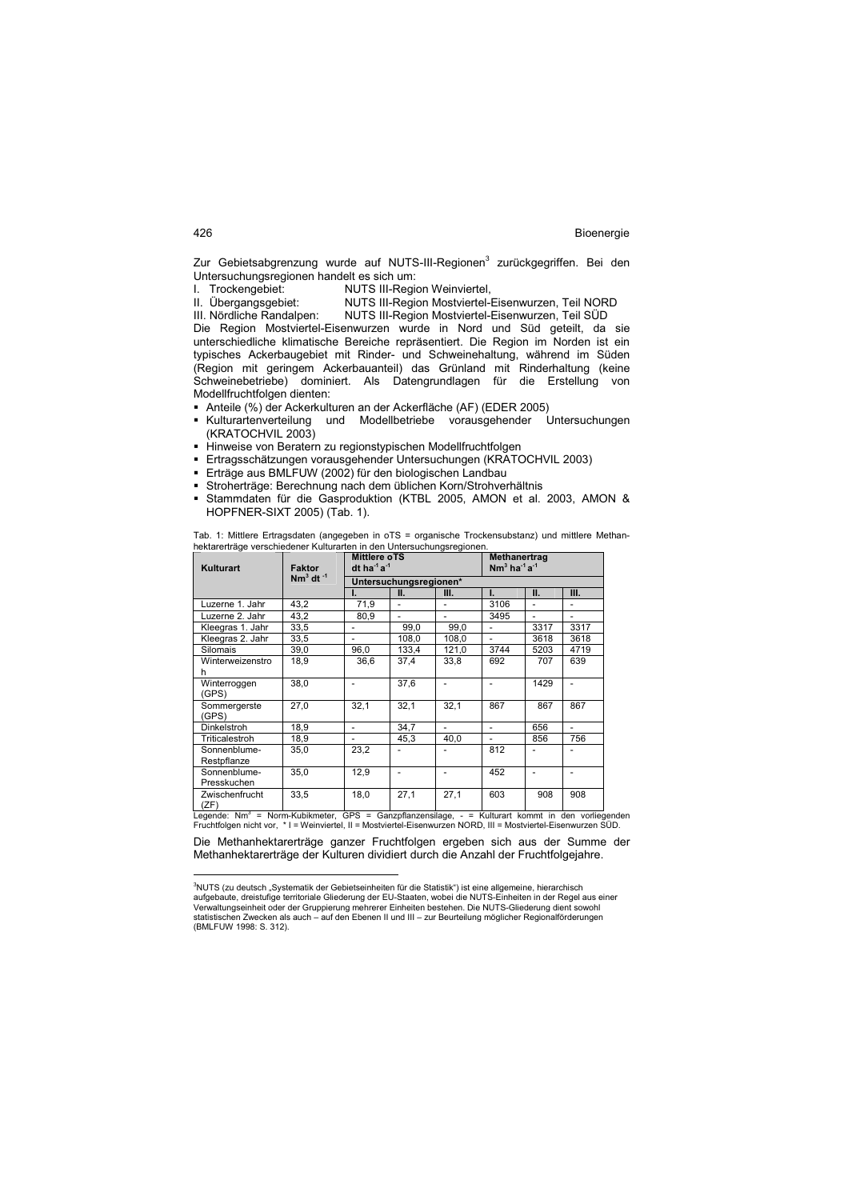Zur Gebietsabgrenzung wurde auf NUTS-III-Regionen[3] zurückgegriffen. Bei den Untersuchungsregionen handelt es sich um:

I. Trockengebiet: NUTS III-Region Weinviertel,
II. Übergangsgebiet: NUTS III-Region Mostviertel-Eisenwurzen, Teil NORD
III. Nördliche Randalpen: NUTS III-Region Mostviertel-Eisenwurzen, Teil SÜD

Die Region Mostviertel-Eisenwurzen wurde in Nord und Süd geteilt, da sie unterschiedliche klimatische Bereiche repräsentiert. Die Region im Norden ist ein typisches Ackerbaugebiet mit Rinder- und Schweinehaltung, während im Süden (Region mit geringem Ackerbauanteil) das Grünland mit Rinderhaltung (keine Schweinebetriebe) dominiert. Als Datengrundlagen für die Erstellung von Modellfruchtfolgen dienten:

- Anteile (%) der Ackerkulturen an der Ackerfläche (AF) (EDER 2005)
- Kulturartenverteilung und Modellbetriebe vorausgehender Untersuchungen (KRATOCHVIL 2003)
- Hinweise von Beratern zu regionstypischen Modellfruchtfolgen
- Ertragsschätzungen vorausgehender Untersuchungen (KRATOCHVIL 2003)
- Erträge aus BMLFUW (2002) für den biologischen Landbau
- Stroherträge: Berechnung nach dem üblichen Korn/Strohverhältnis
- Stammdaten für die Gasproduktion (KTBL 2005, AMON et al. 2003, AMON & HOPFNER-SIXT 2005) (Tab. 1).

Tab. 1: Mittlere Ertragsdaten (angegeben in oTS = organische Trockensubstanz) und mittlere Methanhektarerträge verschiedener Kulturarten in den Untersuchungsregionen.

| Kulturart | Faktor $Nm^3\ dt^{-1}$ | Mittlere oTS $dt\ ha^{-1}\ a^{-1}$ | | | Methanertrag $Nm^3\ ha^{-1}\ a^{-1}$ | | |
|---|---|---|---|---|---|---|---|
| | | Untersuchungsregionen* | | | | | |
| | | I. | II. | III. | I. | II. | III. |
| Luzerne 1. Jahr | 43,2 | 71,9 | - | - | 3106 | - | - |
| Luzerne 2. Jahr | 43,2 | 80,9 | - | - | 3495 | - | - |
| Kleegras 1. Jahr | 33,5 | - | 99,0 | 99,0 | - | 3317 | 3317 |
| Kleegras 2. Jahr | 33,5 | - | 108,0 | 108,0 | - | 3618 | 3618 |
| Silomais | 39,0 | 96,0 | 133,4 | 121,0 | 3744 | 5203 | 4719 |
| Winterweizenstroh | 18,9 | 36,6 | 37,4 | 33,8 | 692 | 707 | 639 |
| Winterroggen (GPS) | 38,0 | - | 37,6 | - | - | 1429 | - |
| Sommergerste (GPS) | 27,0 | 32,1 | 32,1 | 32,1 | 867 | 867 | 867 |
| Dinkelstroh | 18,9 | - | 34,7 | - | - | 656 | - |
| Triticalestroh | 18,9 | - | 45,3 | 40,0 | - | 856 | 756 |
| Sonnenblume-Restpflanze | 35,0 | 23,2 | - | - | 812 | - | - |
| Sonnenblume-Presskuchen | 35,0 | 12,9 | - | - | 452 | - | - |
| Zwischenfrucht (ZF) | 33,5 | 18,0 | 27,1 | 27,1 | 603 | 908 | 908 |

Legende: $Nm^3$ = Norm-Kubikmeter, GPS = Ganzpflanzensilage, - = Kulturart kommt in den vorliegenden Fruchtfolgen nicht vor, * I = Weinviertel, II = Mostviertel-Eisenwurzen NORD, III = Mostviertel-Eisenwurzen SÜD.

Die Methanhektarerträge ganzer Fruchtfolgen ergeben sich aus der Summe der Methanhektarerträge der Kulturen dividiert durch die Anzahl der Fruchtfolgejahre.

[3] NUTS (zu deutsch „Systematik der Gebietseinheiten für die Statistik") ist eine allgemeine, hierarchisch aufgebaute, dreistufige territoriale Gliederung der EU-Staaten, wobei die NUTS-Einheiten in der Regel aus einer Verwaltungseinheit oder der Gruppierung mehrerer Einheiten bestehen. Die NUTS-Gliederung dient sowohl statistischen Zwecken als auch – auf den Ebenen II und III – zur Beurteilung möglicher Regionalförderungen (BMLFUW 1998: S. 312).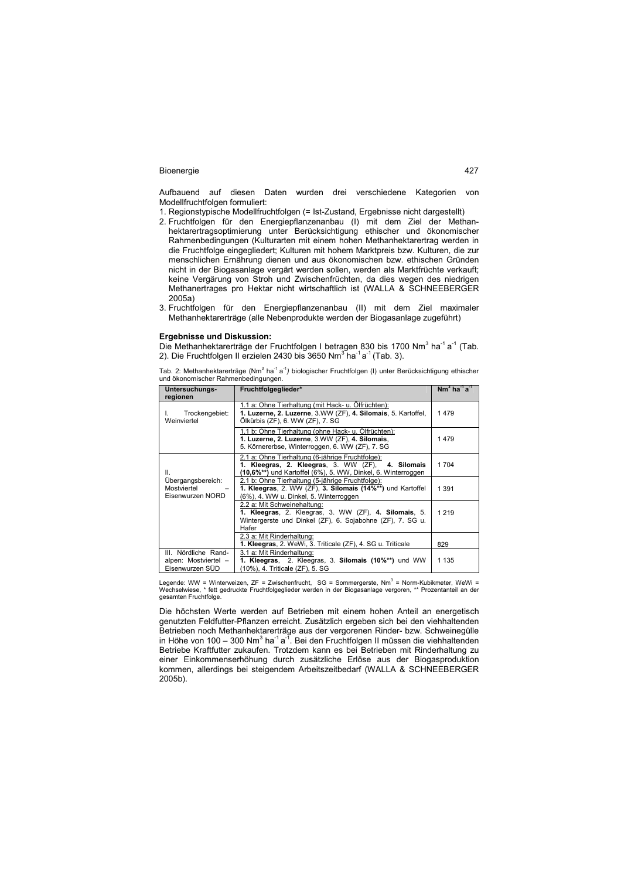Aufbauend auf diesen Daten wurden drei verschiedene Kategorien von Modellfruchtfolgen formuliert:

1. Regionstypische Modellfruchtfolgen (= Ist-Zustand, Ergebnisse nicht dargestellt)
2. Fruchtfolgen für den Energiepflanzenanbau (I) mit dem Ziel der Methanhektarertragsoptimierung unter Berücksichtigung ethischer und ökonomischer Rahmenbedingungen (Kulturarten mit einem hohen Methanhektarertrag werden in die Fruchtfolge eingegliedert; Kulturen mit hohem Marktpreis bzw. Kulturen, die zur menschlichen Ernährung dienen und aus ökonomischen bzw. ethischen Gründen nicht in der Biogasanlage vergärt werden sollen, werden als Marktfrüchte verkauft; keine Vergärung von Stroh und Zwischenfrüchten, da dies wegen des niedrigen Methanertrages pro Hektar nicht wirtschaftlich ist (WALLA & SCHNEEBERGER 2005a)
3. Fruchtfolgen für den Energiepflanzenanbau (II) mit dem Ziel maximaler Methanhektarerträge (alle Nebenprodukte werden der Biogasanlage zugeführt)

**Ergebnisse und Diskussion:**

Die Methanhektarerträge der Fruchtfolgen I betragen 830 bis 1700 $Nm^3\ ha^{-1}\ a^{-1}$ (Tab. 2). Die Fruchtfolgen II erzielen 2430 bis 3650 $Nm^3\ ha^{-1}\ a^{-1}$ (Tab. 3).

Tab. 2: Methanhektarerträge ($Nm^3\ ha^{-1}\ a^{-1}$) biologischer Fruchtfolgen (I) unter Berücksichtigung ethischer und ökonomischer Rahmenbedingungen.

| Untersuchungs-regionen | Fruchtfolgeglieder* | $Nm^3\ ha^{-1}\ a^{-1}$ |
|---|---|---|
| I. Trockengebiet: Weinviertel | 1.1 a: Ohne Tierhaltung (mit Hack- u. Ölfrüchten): **1. Luzerne, 2. Luzerne**, 3.WW (ZF), **4. Silomais**, 5. Kartoffel, Ölkürbis (ZF), 6. WW (ZF), 7. SG | 1 479 |
| | 1.1 b: Ohne Tierhaltung (ohne Hack- u. Ölfrüchten): **1. Luzerne, 2. Luzerne**, 3.WW (ZF), **4. Silomais**, 5. Körnererbse, Winterroggen, 6. WW (ZF), 7. SG | 1 479 |
| II. Übergangsbereich: Mostviertel – Eisenwurzen NORD | 2.1 a: Ohne Tierhaltung (6-jährige Fruchtfolge): **1. Kleegras, 2. Kleegras**, 3. WW (ZF), **4. Silomais (10,6%\*\*)** und Kartoffel (6%), 5. WW, Dinkel, 6. Winterroggen | 1 704 |
| | 2.1 b: Ohne Tierhaltung (5-jährige Fruchtfolge): **1. Kleegras**, 2. WW (ZF), **3. Silomais (14%\*\*)** und Kartoffel (6%), 4. WW u. Dinkel, 5. Winterroggen | 1 391 |
| | 2.2 a: Mit Schweinehaltung: **1. Kleegras**, 2. Kleegras, 3. WW (ZF), **4. Silomais**, 5. Wintergerste und Dinkel (ZF), 6. Sojabohne (ZF), 7. SG u. Hafer | 1 219 |
| | 2.3 a: Mit Rinderhaltung: **1. Kleegras**, 2. WeWi, 3. Triticale (ZF), 4. SG u. Triticale | 829 |
| III. Nördliche Randalpen: Mostviertel – Eisenwurzen SÜD | 3.1 a: Mit Rinderhaltung: **1. Kleegras**, 2. Kleegras, **3. Silomais (10%\*\*)** und WW (10%), 4. Triticale (ZF), 5. SG | 1 135 |

Legende: WW = Winterweizen, ZF = Zwischenfrucht, SG = Sommergerste, $Nm^3$ = Norm-Kubikmeter, WeWi = Wechselwiese, * fett gedruckte Fruchtfolgeglieder werden in der Biogasanlage vergoren, ** Prozentanteil an der gesamten Fruchtfolge.

Die höchsten Werte werden auf Betrieben mit einem hohen Anteil an energetisch genutzten Feldfutter-Pflanzen erreicht. Zusätzlich ergeben sich bei den viehhaltenden Betrieben noch Methanhektarerträge aus der vergorenen Rinder- bzw. Schweinegülle in Höhe von 100 – 300 $Nm^3\ ha^{-1}\ a^{-1}$. Bei den Fruchtfolgen II müssen die viehhaltenden Betriebe Kraftfutter zukaufen. Trotzdem kann es bei Betrieben mit Rinderhaltung zu einer Einkommenserhöhung durch zusätzliche Erlöse aus der Biogasproduktion kommen, allerdings bei steigendem Arbeitszeitbedarf (WALLA & SCHNEEBERGER 2005b).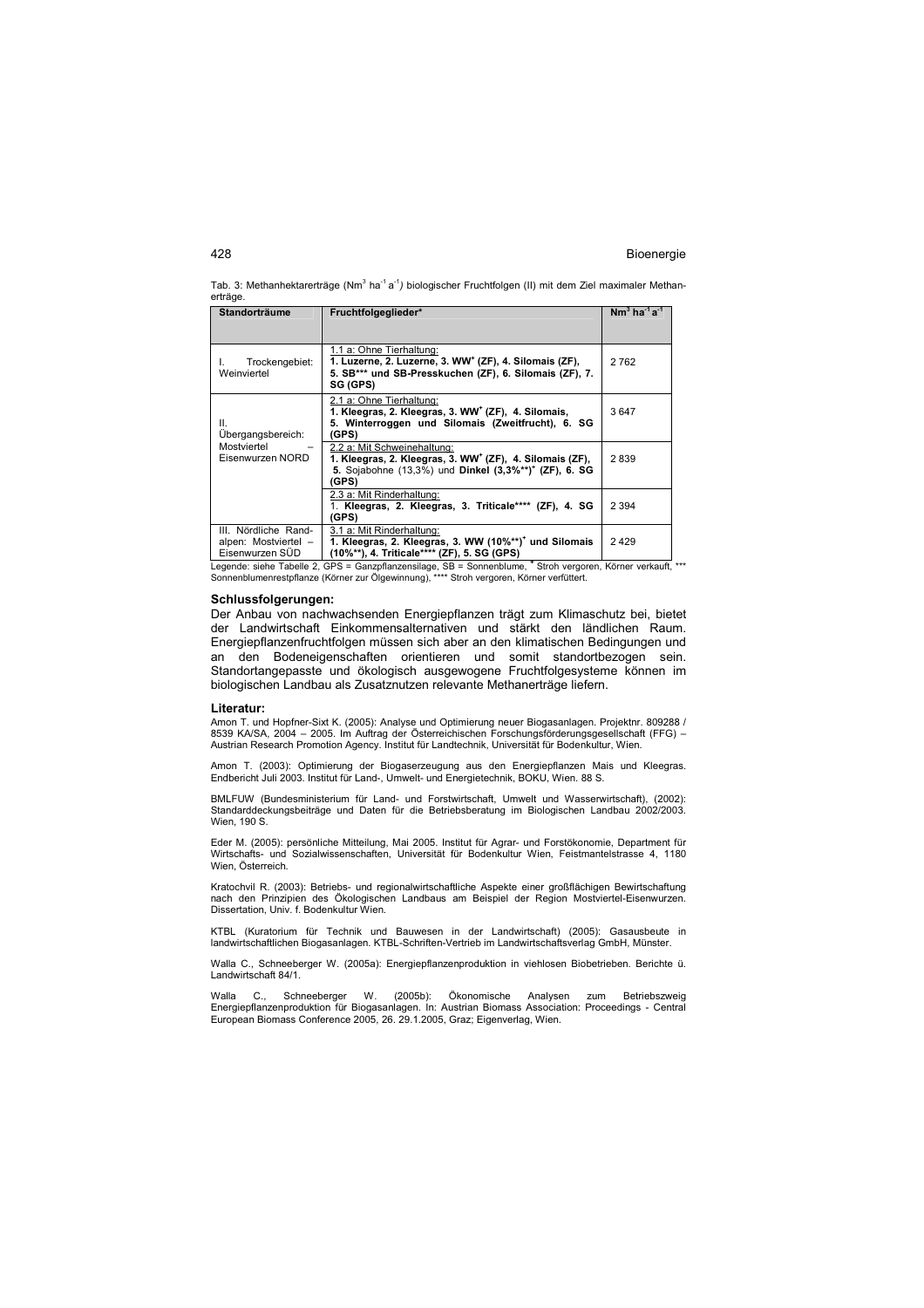Tab. 3: Methanhektarerträge ($Nm^3\ ha^{-1}\ a^{-1}$) biologischer Fruchtfolgen (II) mit dem Ziel maximaler Methanerträge.

| Standorträume | Fruchtfolgeglieder* | $Nm^3\ ha^{-1}\ a^{-1}$ |
|---|---|---|
| I. Trockengebiet: Weinviertel | 1.1 a: Ohne Tierhaltung: **1. Luzerne, 2. Luzerne, 3. WW⁺ (ZF), 4. Silomais (ZF), 5. SB*** und SB-Presskuchen (ZF), 6. Silomais (ZF), 7. SG (GPS)** | 2 762 |
| II. Übergangsbereich: Mostviertel – Eisenwurzen NORD | 2.1 a: Ohne Tierhaltung: **1. Kleegras, 2. Kleegras, 3. WW⁺ (ZF), 4. Silomais, 5. Winterroggen und Silomais (Zweitfrucht), 6. SG (GPS)** | 3 647 |
| | 2.2 a: Mit Schweinehaltung: **1. Kleegras, 2. Kleegras, 3. WW⁺ (ZF), 4. Silomais (ZF), 5.** Sojabohne (13,3%) und **Dinkel (3,3%**)⁺ (ZF), 6. SG (GPS)** | 2 839 |
| | 2.3 a: Mit Rinderhaltung: 1. **Kleegras, 2. Kleegras, 3. Triticale**** (ZF), 4. SG (GPS)** | 2 394 |
| III. Nördliche Randalpen: Mostviertel – Eisenwurzen SÜD | 3.1 a: Mit Rinderhaltung: **1. Kleegras, 2. Kleegras, 3. WW (10%**)⁺ und Silomais (10%**), 4. Triticale**** (ZF), 5. SG (GPS)** | 2 429 |

Legende: siehe Tabelle 2, GPS = Ganzpflanzensilage, SB = Sonnenblume, ⁺ Stroh vergoren, Körner verkauft, *** Sonnenblumenrestpflanze (Körner zur Ölgewinnung), **** Stroh vergoren, Körner verfüttert.

### Schlussfolgerungen:

Der Anbau von nachwachsenden Energiepflanzen trägt zum Klimaschutz bei, bietet der Landwirtschaft Einkommensalternativen und stärkt den ländlichen Raum. Energiepflanzenfruchtfolgen müssen sich aber an den klimatischen Bedingungen und an den Bodeneigenschaften orientieren und somit standortbezogen sein. Standortangepasste und ökologisch ausgewogene Fruchtfolgesysteme können im biologischen Landbau als Zusatznutzen relevante Methanerträge liefern.

### Literatur:

Amon T. und Hopfner-Sixt K. (2005): Analyse und Optimierung neuer Biogasanlagen. Projektnr. 809288 / 8539 KA/SA, 2004 – 2005. Im Auftrag der Österreichischen Forschungsförderungsgesellschaft (FFG) – Austrian Research Promotion Agency. Institut für Landtechnik, Universität für Bodenkultur, Wien.

Amon T. (2003): Optimierung der Biogaserzeugung aus den Energiepflanzen Mais und Kleegras. Endbericht Juli 2003. Institut für Land-, Umwelt- und Energietechnik, BOKU, Wien. 88 S.

BMLFUW (Bundesministerium für Land- und Forstwirtschaft, Umwelt und Wasserwirtschaft), (2002): Standarddeckungsbeiträge und Daten für die Betriebsberatung im Biologischen Landbau 2002/2003. Wien, 190 S.

Eder M. (2005): persönliche Mitteilung, Mai 2005. Institut für Agrar- und Forstökonomie, Department für Wirtschafts- und Sozialwissenschaften, Universität für Bodenkultur Wien, Feistmantelstrasse 4, 1180 Wien, Österreich.

Kratochvil R. (2003): Betriebs- und regionalwirtschaftliche Aspekte einer großflächigen Bewirtschaftung nach den Prinzipien des Ökologischen Landbaus am Beispiel der Region Mostviertel-Eisenwurzen. Dissertation, Univ. f. Bodenkultur Wien.

KTBL (Kuratorium für Technik und Bauwesen in der Landwirtschaft) (2005): Gasausbeute in landwirtschaftlichen Biogasanlagen. KTBL-Schriften-Vertrieb im Landwirtschaftsverlag GmbH, Münster.

Walla C., Schneeberger W. (2005a): Energiepflanzenproduktion in viehlosen Biobetrieben. Berichte ü. Landwirtschaft 84/1.

Walla C., Schneeberger W. (2005b): Ökonomische Analysen zum Betriebszweig Energiepflanzenproduktion für Biogasanlagen. In: Austrian Biomass Association: Proceedings - Central European Biomass Conference 2005, 26. 29.1.2005, Graz; Eigenverlag, Wien.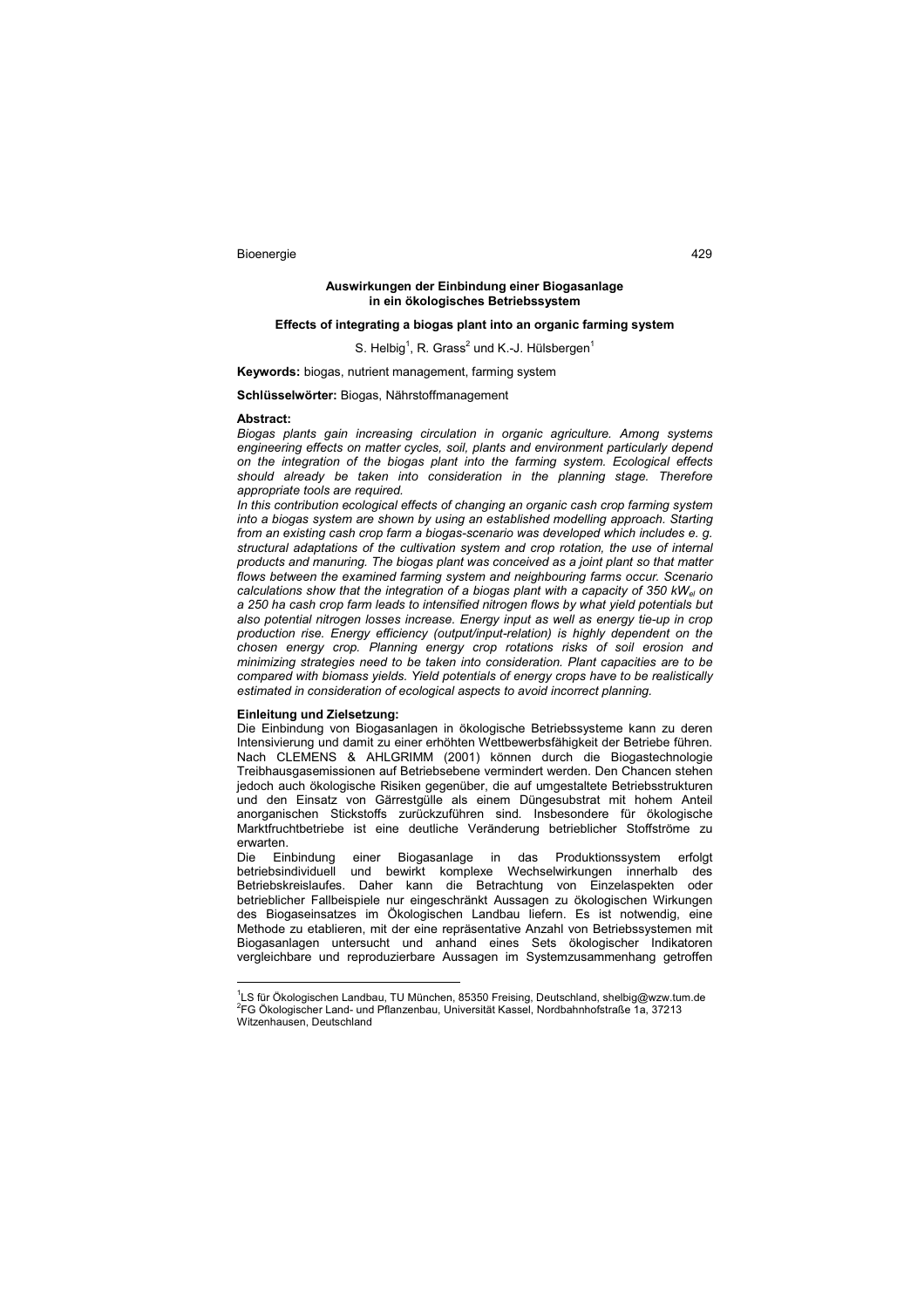## Auswirkungen der Einbindung einer Biogasanlage in ein ökologisches Betriebssystem

### Effects of integrating a biogas plant into an organic farming system

S. Helbig[1], R. Grass[2] und K.-J. Hülsbergen[1]

**Keywords:** biogas, nutrient management, farming system

**Schlüsselwörter:** Biogas, Nährstoffmanagement

**Abstract:**

*Biogas plants gain increasing circulation in organic agriculture. Among systems engineering effects on matter cycles, soil, plants and environment particularly depend on the integration of the biogas plant into the farming system. Ecological effects should already be taken into consideration in the planning stage. Therefore appropriate tools are required.*

*In this contribution ecological effects of changing an organic cash crop farming system into a biogas system are shown by using an established modelling approach. Starting from an existing cash crop farm a biogas-scenario was developed which includes e. g. structural adaptations of the cultivation system and crop rotation, the use of internal products and manuring. The biogas plant was conceived as a joint plant so that matter flows between the examined farming system and neighbouring farms occur. Scenario calculations show that the integration of a biogas plant with a capacity of 350 $kW_{el}$ on a 250 ha cash crop farm leads to intensified nitrogen flows by what yield potentials but also potential nitrogen losses increase. Energy input as well as energy tie-up in crop production rise. Energy efficiency (output/input-relation) is highly dependent on the chosen energy crop. Planning energy crop rotations risks of soil erosion and minimizing strategies need to be taken into consideration. Plant capacities are to be compared with biomass yields. Yield potentials of energy crops have to be realistically estimated in consideration of ecological aspects to avoid incorrect planning.*

**Einleitung und Zielsetzung:**

Die Einbindung von Biogasanlagen in ökologische Betriebssysteme kann zu deren Intensivierung und damit zu einer erhöhten Wettbewerbsfähigkeit der Betriebe führen. Nach CLEMENS & AHLGRIMM (2001) können durch die Biogastechnologie Treibhausgasemissionen auf Betriebsebene vermindert werden. Den Chancen stehen jedoch auch ökologische Risiken gegenüber, die auf umgestaltete Betriebsstrukturen und den Einsatz von Gärrestgülle als einem Düngesubstrat mit hohem Anteil anorganischen Stickstoffs zurückzuführen sind. Insbesondere für ökologische Marktfruchtbetriebe ist eine deutliche Veränderung betrieblicher Stoffströme zu erwarten.

Die Einbindung einer Biogasanlage in das Produktionssystem erfolgt betriebsindividuell und bewirkt komplexe Wechselwirkungen innerhalb des Betriebskreislaufes. Daher kann die Betrachtung von Einzelaspekten oder betrieblicher Fallbeispiele nur eingeschränkt Aussagen zu ökologischen Wirkungen des Biogaseinsatzes im Ökologischen Landbau liefern. Es ist notwendig, eine Methode zu etablieren, mit der eine repräsentative Anzahl von Betriebssystemen mit Biogasanlagen untersucht und anhand eines Sets ökologischer Indikatoren vergleichbare und reproduzierbare Aussagen im Systemzusammenhang getroffen

---

[1] LS für Ökologischen Landbau, TU München, 85350 Freising, Deutschland, shelbig@wzw.tum.de
[2] FG Ökologischer Land- und Pflanzenbau, Universität Kassel, Nordbahnhofstraße 1a, 37213 Witzenhausen, Deutschland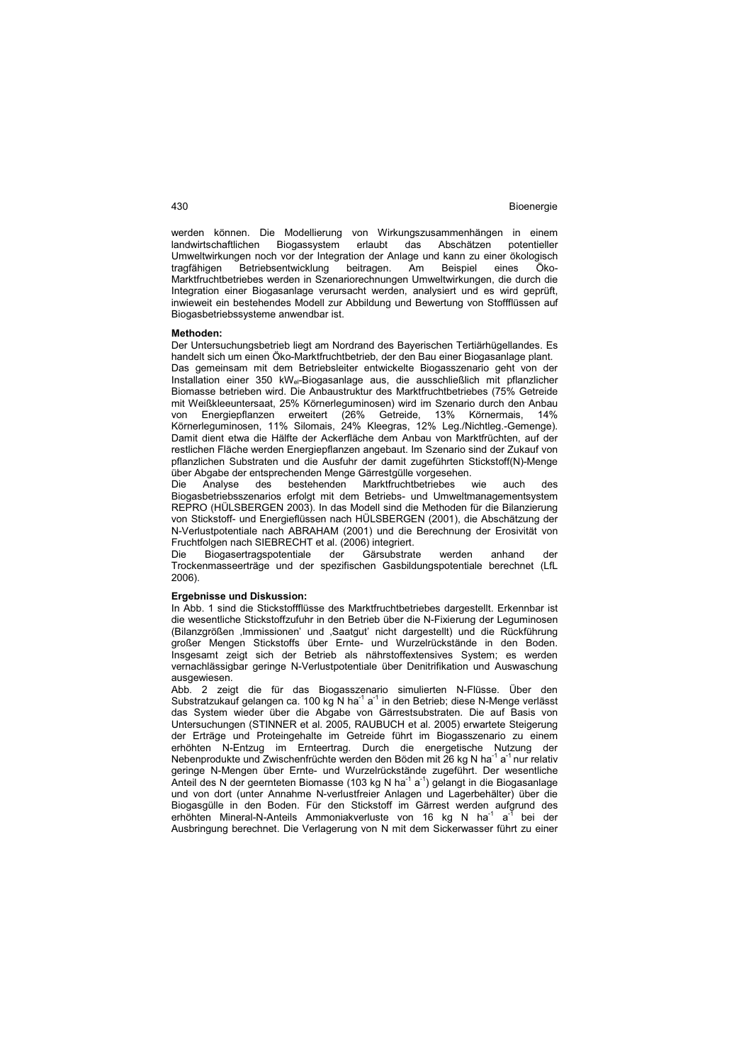werden können. Die Modellierung von Wirkungszusammenhängen in einem landwirtschaftlichen Biogassystem erlaubt das Abschätzen potentieller Umweltwirkungen noch vor der Integration der Anlage und kann zu einer ökologisch tragfähigen Betriebsentwicklung beitragen. Am Beispiel eines Öko-Marktfruchtbetriebes werden in Szenariorechnungen Umweltwirkungen, die durch die Integration einer Biogasanlage verursacht werden, analysiert und es wird geprüft, inwieweit ein bestehendes Modell zur Abbildung und Bewertung von Stoffflüssen auf Biogasbetriebssysteme anwendbar ist.

**Methoden:**

Der Untersuchungsbetrieb liegt am Nordrand des Bayerischen Tertiärhügellandes. Es handelt sich um einen Öko-Marktfruchtbetrieb, der den Bau einer Biogasanlage plant.
Das gemeinsam mit dem Betriebsleiter entwickelte Biogasszenario geht von der Installation einer 350 $kW_{el}$-Biogasanlage aus, die ausschließlich mit pflanzlicher Biomasse betrieben wird. Die Anbaustruktur des Marktfruchtbetriebes (75% Getreide mit Weißkleeuntersaat, 25% Körnerleguminosen) wird im Szenario durch den Anbau von Energiepflanzen erweitert (26% Getreide, 13% Körnermais, 14% Körnerleguminosen, 11% Silomais, 24% Kleegras, 12% Leg./Nichtleg.-Gemenge). Damit dient etwa die Hälfte der Ackerfläche dem Anbau von Marktfrüchten, auf der restlichen Fläche werden Energiepflanzen angebaut. Im Szenario sind der Zukauf von pflanzlichen Substraten und die Ausfuhr der damit zugeführten Stickstoff(N)-Menge über Abgabe der entsprechenden Menge Gärrestgülle vorgesehen.
Die Analyse des bestehenden Marktfruchtbetriebes wie auch des Biogasbetriebsszenarios erfolgt mit dem Betriebs- und Umweltmanagementsystem REPRO (HÜLSBERGEN 2003). In das Modell sind die Methoden für die Bilanzierung von Stickstoff- und Energieflüssen nach HÜLSBERGEN (2001), die Abschätzung der N-Verlustpotentiale nach ABRAHAM (2001) und die Berechnung der Erosivität von Fruchtfolgen nach SIEBRECHT et al. (2006) integriert.
Die Biogasertragspotentiale der Gärsubstrate werden anhand der Trockenmasseerträge und der spezifischen Gasbildungspotentiale berechnet (LfL 2006).

**Ergebnisse und Diskussion:**

In Abb. 1 sind die Stickstoffflüsse des Marktfruchtbetriebes dargestellt. Erkennbar ist die wesentliche Stickstoffzufuhr in den Betrieb über die N-Fixierung der Leguminosen (Bilanzgrößen ‚Immissionen' und ‚Saatgut' nicht dargestellt) und die Rückführung großer Mengen Stickstoffs über Ernte- und Wurzelrückstände in den Boden. Insgesamt zeigt sich der Betrieb als nährstoffextensives System; es werden vernachlässigbar geringe N-Verlustpotentiale über Denitrifikation und Auswaschung ausgewiesen.
Abb. 2 zeigt die für das Biogasszenario simulierten N-Flüsse. Über den Substratzukauf gelangen ca. 100 kg N $ha^{-1}$ $a^{-1}$ in den Betrieb; diese N-Menge verlässt das System wieder über die Abgabe von Gärrestsubstraten. Die auf Basis von Untersuchungen (STINNER et al. 2005, RAUBUCH et al. 2005) erwartete Steigerung der Erträge und Proteingehalte im Getreide führt im Biogasszenario zu einem erhöhten N-Entzug im Ernteertrag. Durch die energetische Nutzung der Nebenprodukte und Zwischenfrüchte werden den Böden mit 26 kg N $ha^{-1}$ $a^{-1}$ nur relativ geringe N-Mengen über Ernte- und Wurzelrückstände zugeführt. Der wesentliche Anteil des N der geernteten Biomasse (103 kg N $ha^{-1}$ $a^{-1}$) gelangt in die Biogasanlage und von dort (unter Annahme N-verlustfreier Anlagen und Lagerbehälter) über die Biogasgülle in den Boden. Für den Stickstoff im Gärrest werden aufgrund des erhöhten Mineral-N-Anteils Ammoniakverluste von 16 kg N $ha^{-1}$ $a^{-1}$ bei der Ausbringung berechnet. Die Verlagerung von N mit dem Sickerwasser führt zu einer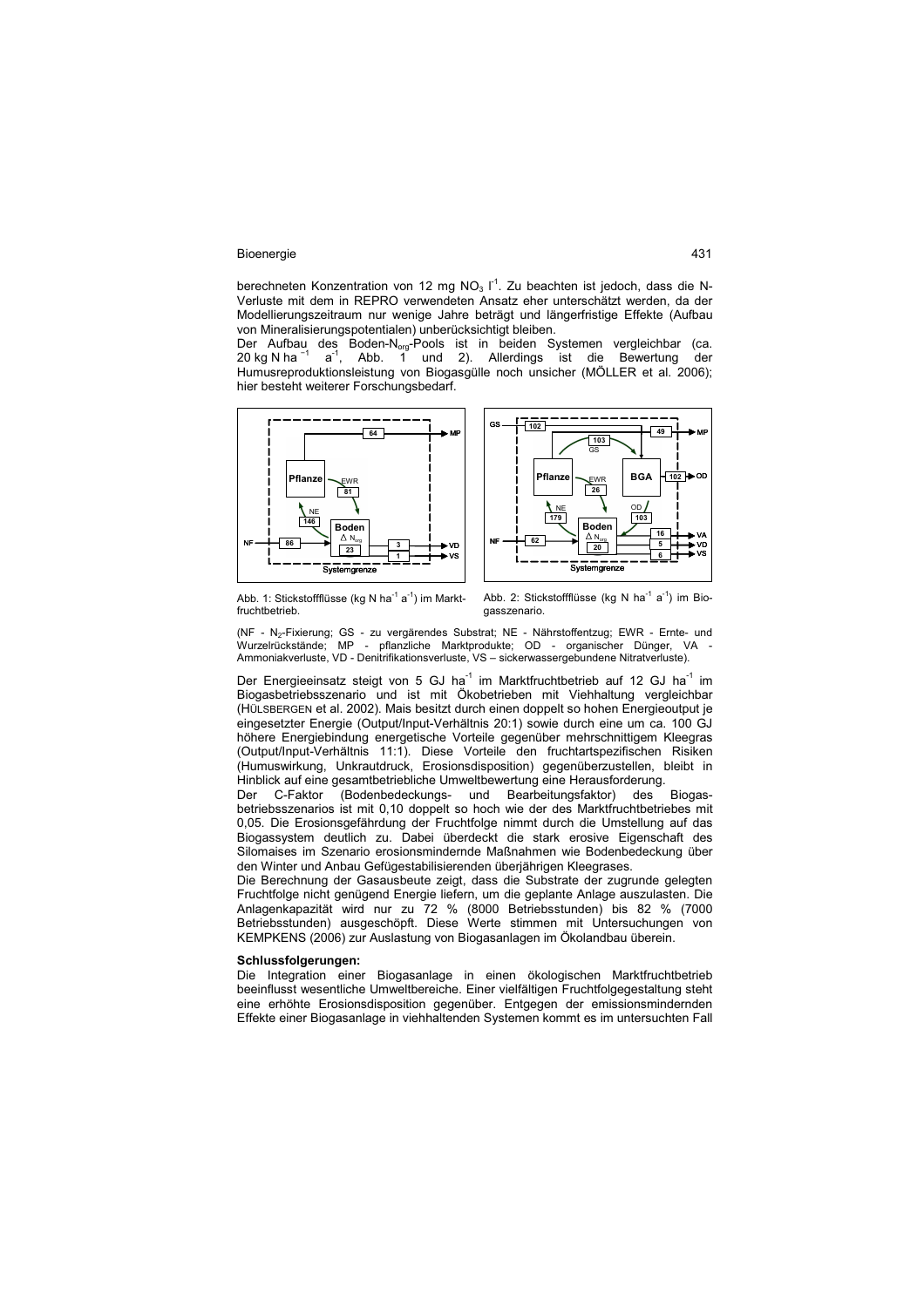berechneten Konzentration von 12 mg $NO_3$ $l^{-1}$. Zu beachten ist jedoch, dass die N-Verluste mit dem in REPRO verwendeten Ansatz eher unterschätzt werden, da der Modellierungszeitraum nur wenige Jahre beträgt und längerfristige Effekte (Aufbau von Mineralisierungspotentialen) unberücksichtigt bleiben.

Der Aufbau des Boden-$N_{org}$-Pools ist in beiden Systemen vergleichbar (ca. 20 kg N $ha^{-1}$ $a^{-1}$, Abb. 1 und 2). Allerdings ist die Bewertung der Humusreproduktionsleistung von Biogasgülle noch unsicher (MÖLLER et al. 2006); hier besteht weiterer Forschungsbedarf.

Abb. 1: Stickstoffflüsse (kg N $ha^{-1}$ $a^{-1}$) im Marktfruchtbetrieb.

Abb. 2: Stickstoffflüsse (kg N $ha^{-1}$ $a^{-1}$) im Biogasszenario.

(NF - $N_2$-Fixierung; GS - zu vergärendes Substrat; NE - Nährstoffentzug; EWR - Ernte- und Wurzelrückstände; MP - pflanzliche Marktprodukte; OD - organischer Dünger, VA - Ammoniakverluste, VD - Denitrifikationsverluste, VS – sickerwassergebundene Nitratverluste).

Der Energieeinsatz steigt von 5 GJ $ha^{-1}$ im Marktfruchtbetrieb auf 12 GJ $ha^{-1}$ im Biogasbetriebsszenario und ist mit Ökobetrieben mit Viehhaltung vergleichbar (HÜLSBERGEN et al. 2002). Mais besitzt durch einen doppelt so hohen Energieoutput je eingesetzter Energie (Output/Input-Verhältnis 20:1) sowie durch eine um ca. 100 GJ höhere Energiebindung energetische Vorteile gegenüber mehrschnittigem Kleegras (Output/Input-Verhältnis 11:1). Diese Vorteile den fruchtartspezifischen Risiken (Humuswirkung, Unkrautdruck, Erosionsdisposition) gegenüberzustellen, bleibt in Hinblick auf eine gesamtbetriebliche Umweltbewertung eine Herausforderung.

Der C-Faktor (Bodenbedeckungs- und Bearbeitungsfaktor) des Biogasbetriebsszenarios ist mit 0,10 doppelt so hoch wie der des Marktfruchtbetriebes mit 0,05. Die Erosionsgefährdung der Fruchtfolge nimmt durch die Umstellung auf das Biogassystem deutlich zu. Dabei überdeckt die stark erosive Eigenschaft des Silomaises im Szenario erosionsmindernde Maßnahmen wie Bodenbedeckung über den Winter und Anbau Gefügestabilisierenden überjährigen Kleegrases.

Die Berechnung der Gasausbeute zeigt, dass die Substrate der zugrunde gelegten Fruchtfolge nicht genügend Energie liefern, um die geplante Anlage auszulasten. Die Anlagenkapazität wird nur zu 72 % (8000 Betriebsstunden) bis 82 % (7000 Betriebsstunden) ausgeschöpft. Diese Werte stimmen mit Untersuchungen von KEMPKENS (2006) zur Auslastung von Biogasanlagen im Ökolandbau überein.

**Schlussfolgerungen:**

Die Integration einer Biogasanlage in einen ökologischen Marktfruchtbetrieb beeinflusst wesentliche Umweltbereiche. Einer vielfältigen Fruchtfolgegestaltung steht eine erhöhte Erosionsdisposition gegenüber. Entgegen der emissionsmindernden Effekte einer Biogasanlage in viehhaltenden Systemen kommt es im untersuchten Fall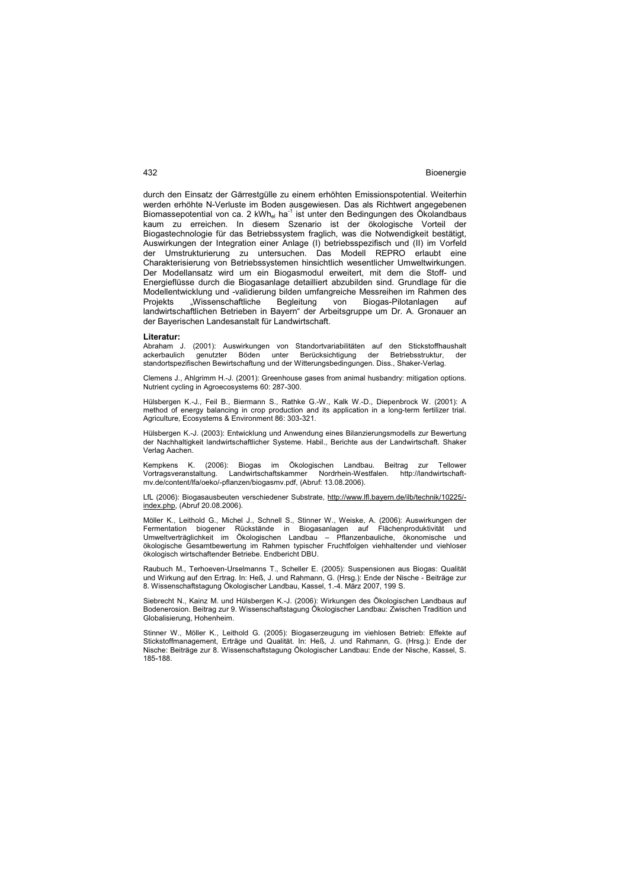durch den Einsatz der Gärrestgülle zu einem erhöhten Emissionspotential. Weiterhin werden erhöhte N-Verluste im Boden ausgewiesen. Das als Richtwert angegebenen Biomassepotential von ca. 2 $kWh_{el}$ $ha^{-1}$ ist unter den Bedingungen des Ökolandbaus kaum zu erreichen. In diesem Szenario ist der ökologische Vorteil der Biogastechnologie für das Betriebssystem fraglich, was die Notwendigkeit bestätigt, Auswirkungen der Integration einer Anlage (I) betriebsspezifisch und (II) im Vorfeld der Umstrukturierung zu untersuchen. Das Modell REPRO erlaubt eine Charakterisierung von Betriebssystemen hinsichtlich wesentlicher Umweltwirkungen. Der Modellansatz wird um ein Biogasmodul erweitert, mit dem die Stoff- und Energieflüsse durch die Biogasanlage detailliert abzubilden sind. Grundlage für die Modellentwicklung und -validierung bilden umfangreiche Messreihen im Rahmen des Projekts „Wissenschaftliche Begleitung von Biogas-Pilotanlagen auf landwirtschaftlichen Betrieben in Bayern" der Arbeitsgruppe um Dr. A. Gronauer an der Bayerischen Landesanstalt für Landwirtschaft.

**Literatur:**

Abraham J. (2001): Auswirkungen von Standortvariabilitäten auf den Stickstoffhaushalt ackerbaulich genutzter Böden unter Berücksichtigung der Betriebsstruktur, der standortspezifischen Bewirtschaftung und der Witterungsbedingungen. Diss., Shaker-Verlag.

Clemens J., Ahlgrimm H.-J. (2001): Greenhouse gases from animal husbandry: mitigation options. Nutrient cycling in Agroecosystems 60: 287-300.

Hülsbergen K.-J., Feil B., Biermann S., Rathke G.-W., Kalk W.-D., Diepenbrock W. (2001): A method of energy balancing in crop production and its application in a long-term fertilizer trial. Agriculture, Ecosystems & Environment 86: 303-321.

Hülsbergen K.-J. (2003): Entwicklung und Anwendung eines Bilanzierungsmodells zur Bewertung der Nachhaltigkeit landwirtschaftlicher Systeme. Habil., Berichte aus der Landwirtschaft. Shaker Verlag Aachen.

Kempkens K. (2006): Biogas im Ökologischen Landbau. Beitrag zur Tellower Vortragsveranstaltung. Landwirtschaftskammer Nordrhein-Westfalen. http://landwirtschaft-mv.de/content/lfa/oeko/-pflanzen/biogasmv.pdf, (Abruf: 13.08.2006).

LfL (2006): Biogasausbeuten verschiedener Substrate, http://www.lfl.bayern.de/ilb/technik/10225/-index.php, (Abruf 20.08.2006).

Möller K., Leithold G., Michel J., Schnell S., Stinner W., Weiske, A. (2006): Auswirkungen der Fermentation biogener Rückstände in Biogasanlagen auf Flächenproduktivität und Umweltverträglichkeit im Ökologischen Landbau – Pflanzenbauliche, ökonomische und ökologische Gesamtbewertung im Rahmen typischer Fruchtfolgen viehhaltender und viehloser ökologisch wirtschaftender Betriebe. Endbericht DBU.

Raubuch M., Terhoeven-Urselmanns T., Scheller E. (2005): Suspensionen aus Biogas: Qualität und Wirkung auf den Ertrag. In: Heß, J. und Rahmann, G. (Hrsg.): Ende der Nische - Beiträge zur 8. Wissenschaftstagung Ökologischer Landbau, Kassel, 1.-4. März 2007, 199 S.

Siebrecht N., Kainz M. und Hülsbergen K.-J. (2006): Wirkungen des Ökologischen Landbaus auf Bodenerosion. Beitrag zur 9. Wissenschaftstagung Ökologischer Landbau: Zwischen Tradition und Globalisierung, Hohenheim.

Stinner W., Möller K., Leithold G. (2005): Biogaserzeugung im viehlosen Betrieb: Effekte auf Stickstoffmanagement, Erträge und Qualität. In: Heß, J. und Rahmann, G. (Hrsg.): Ende der Nische: Beiträge zur 8. Wissenschaftstagung Ökologischer Landbau: Ende der Nische, Kassel, S. 185-188.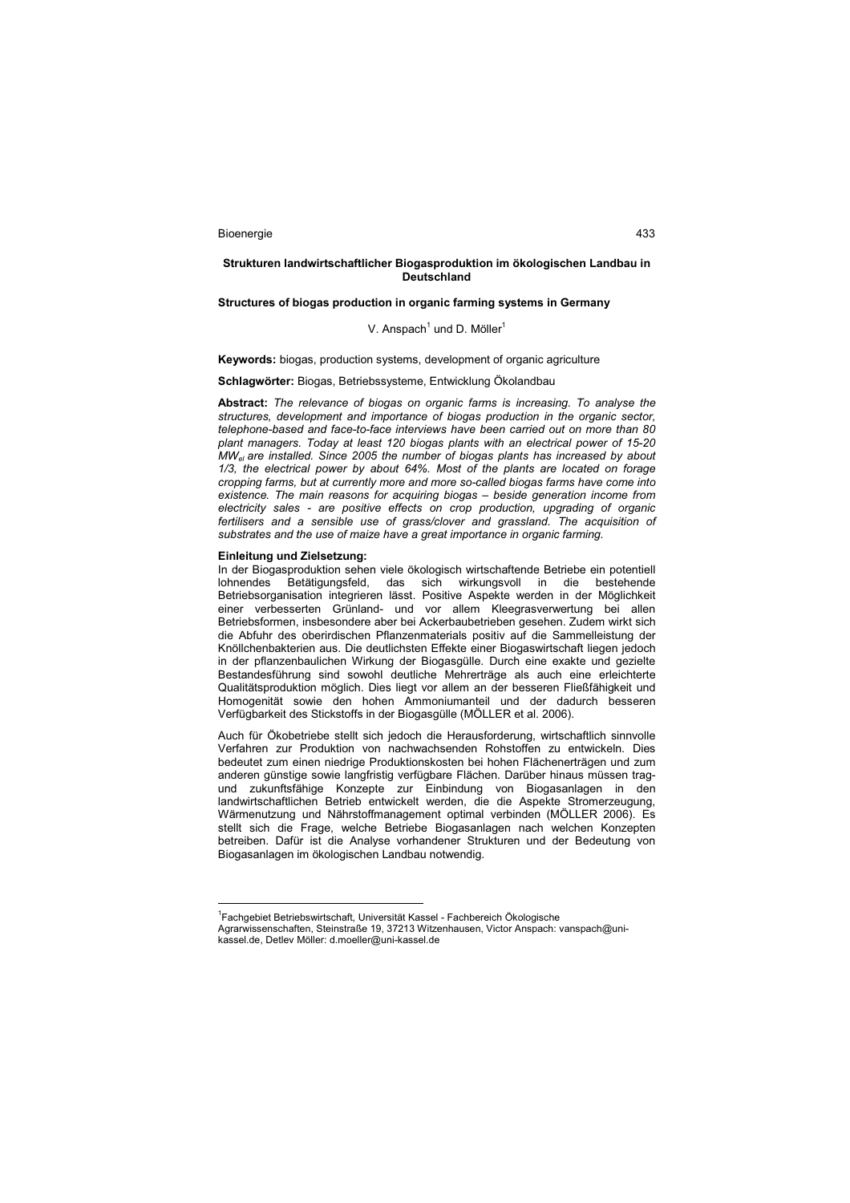## Strukturen landwirtschaftlicher Biogasproduktion im ökologischen Landbau in Deutschland

### Structures of biogas production in organic farming systems in Germany

V. Anspach[1] und D. Möller[1]

**Keywords:** biogas, production systems, development of organic agriculture

**Schlagwörter:** Biogas, Betriebssysteme, Entwicklung Ökolandbau

**Abstract:** *The relevance of biogas on organic farms is increasing. To analyse the structures, development and importance of biogas production in the organic sector, telephone-based and face-to-face interviews have been carried out on more than 80 plant managers. Today at least 120 biogas plants with an electrical power of 15-20 $MW_{el}$ are installed. Since 2005 the number of biogas plants has increased by about 1/3, the electrical power by about 64%. Most of the plants are located on forage cropping farms, but at currently more and more so-called biogas farms have come into existence. The main reasons for acquiring biogas – beside generation income from electricity sales - are positive effects on crop production, upgrading of organic fertilisers and a sensible use of grass/clover and grassland. The acquisition of substrates and the use of maize have a great importance in organic farming.*

#### Einleitung und Zielsetzung:

In der Biogasproduktion sehen viele ökologisch wirtschaftende Betriebe ein potentiell lohnendes Betätigungsfeld, das sich wirkungsvoll in die bestehende Betriebsorganisation integrieren lässt. Positive Aspekte werden in der Möglichkeit einer verbesserten Grünland- und vor allem Kleegrasverwertung bei allen Betriebsformen, insbesondere aber bei Ackerbaubetrieben gesehen. Zudem wirkt sich die Abfuhr des oberirdischen Pflanzenmaterials positiv auf die Sammelleistung der Knöllchenbakterien aus. Die deutlichsten Effekte einer Biogaswirtschaft liegen jedoch in der pflanzenbaulichen Wirkung der Biogasgülle. Durch eine exakte und gezielte Bestandesführung sind sowohl deutliche Mehrerträge als auch eine erleichterte Qualitätsproduktion möglich. Dies liegt vor allem an der besseren Fließfähigkeit und Homogenität sowie den hohen Ammoniumanteil und der dadurch besseren Verfügbarkeit des Stickstoffs in der Biogasgülle (MÖLLER et al. 2006).

Auch für Ökobetriebe stellt sich jedoch die Herausforderung, wirtschaftlich sinnvolle Verfahren zur Produktion von nachwachsenden Rohstoffen zu entwickeln. Dies bedeutet zum einen niedrige Produktionskosten bei hohen Flächenerträgen und zum anderen günstige sowie langfristig verfügbare Flächen. Darüber hinaus müssen trag- und zukunftsfähige Konzepte zur Einbindung von Biogasanlagen in den landwirtschaftlichen Betrieb entwickelt werden, die die Aspekte Stromerzeugung, Wärmenutzung und Nährstoffmanagement optimal verbinden (MÖLLER 2006). Es stellt sich die Frage, welche Betriebe Biogasanlagen nach welchen Konzepten betreiben. Dafür ist die Analyse vorhandener Strukturen und der Bedeutung von Biogasanlagen im ökologischen Landbau notwendig.

---

[1]Fachgebiet Betriebswirtschaft, Universität Kassel - Fachbereich Ökologische Agrarwissenschaften, Steinstraße 19, 37213 Witzenhausen, Victor Anspach: vanspach@uni-kassel.de, Detlev Möller: d.moeller@uni-kassel.de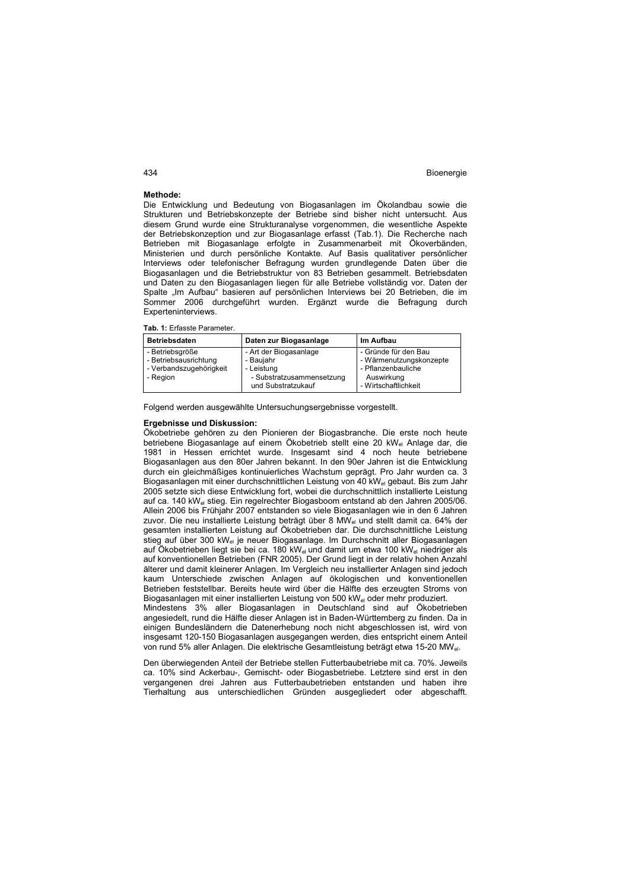**Methode:**

Die Entwicklung und Bedeutung von Biogasanlagen im Ökolandbau sowie die Strukturen und Betriebskonzepte der Betriebe sind bisher nicht untersucht. Aus diesem Grund wurde eine Strukturanalyse vorgenommen, die wesentliche Aspekte der Betriebskonzeption und zur Biogasanlage erfasst (Tab.1). Die Recherche nach Betrieben mit Biogasanlage erfolgte in Zusammenarbeit mit Ökoverbänden, Ministerien und durch persönliche Kontakte. Auf Basis qualitativer persönlicher Interviews oder telefonischer Befragung wurden grundlegende Daten über die Biogasanlagen und die Betriebstruktur von 83 Betriebe gesammelt. Betriebsdaten und Daten zu den Biogasanlagen liegen für alle Betriebe vollständig vor. Daten der Spalte „Im Aufbau" basieren auf persönlichen Interviews bei 20 Betrieben, die im Sommer 2006 durchgeführt wurden. Ergänzt wurde die Befragung durch Experteninterviews.

**Tab. 1:** Erfasste Parameter.

| Betriebsdaten | Daten zur Biogasanlage | Im Aufbau |
|---|---|---|
| - Betriebsgröße<br>- Betriebsausrichtung<br>- Verbandszugehörigkeit<br>- Region | - Art der Biogasanlage<br>- Baujahr<br>- Leistung<br>- Substratzusammensetzung und Substratzukauf | - Gründe für den Bau<br>- Wärmenutzungskonzepte<br>- Pflanzenbauliche Auswirkung<br>- Wirtschaftlichkeit |

Folgend werden ausgewählte Untersuchungsergebnisse vorgestellt.

**Ergebnisse und Diskussion:**

Ökobetriebe gehören zu den Pionieren der Biogasbranche. Die erste noch heute betriebene Biogasanlage auf einem Ökobetrieb stellt eine 20 $kW_{el}$ Anlage dar, die 1981 in Hessen errichtet wurde. Insgesamt sind 4 noch heute betriebene Biogasanlagen aus den 80er Jahren bekannt. In den 90er Jahren ist die Entwicklung durch ein gleichmäßiges kontinuierliches Wachstum geprägt. Pro Jahr wurden ca. 3 Biogasanlagen mit einer durchschnittlichen Leistung von 40 $kW_{el}$ gebaut. Bis zum Jahr 2005 setzte sich diese Entwicklung fort, wobei die durchschnittlich installierte Leistung auf ca. 140 $kW_{el}$ stieg. Ein regelrechter Biogasboom entstand ab den Jahren 2005/06. Allein 2006 bis Frühjahr 2007 entstanden so viele Biogasanlagen wie in den 6 Jahren zuvor. Die neu installierte Leistung beträgt über 8 $MW_{el}$ und stellt damit ca. 64% der gesamten installierten Leistung auf Ökobetrieben dar. Die durchschnittliche Leistung stieg auf über 300 $kW_{el}$ je neuer Biogasanlage. Im Durchschnitt aller Biogasanlagen auf Ökobetrieben liegt sie bei ca. 180 $kW_{el}$ und damit um etwa 100 $kW_{el}$ niedriger als auf konventionellen Betrieben (FNR 2005). Der Grund liegt in der relativ hohen Anzahl älterer und damit kleinerer Anlagen. Im Vergleich neu installierter Anlagen sind jedoch kaum Unterschiede zwischen Anlagen auf ökologischen und konventionellen Betrieben feststellbar. Bereits heute wird über die Hälfte des erzeugten Stroms von Biogasanlagen mit einer installierten Leistung von 500 $kW_{el}$ oder mehr produziert.

Mindestens 3% aller Biogasanlagen in Deutschland sind auf Ökobetrieben angesiedelt, rund die Hälfte dieser Anlagen ist in Baden-Württemberg zu finden. Da in einigen Bundesländern die Datenerhebung noch nicht abgeschlossen ist, wird von insgesamt 120-150 Biogasanlagen ausgegangen werden, dies entspricht einem Anteil von rund 5% aller Anlagen. Die elektrische Gesamtleistung beträgt etwa 15-20 $MW_{el}$.

Den überwiegenden Anteil der Betriebe stellen Futterbaubetriebe mit ca. 70%. Jeweils ca. 10% sind Ackerbau-, Gemischt- oder Biogasbetriebe. Letztere sind erst in den vergangenen drei Jahren aus Futterbaubetrieben entstanden und haben ihre Tierhaltung aus unterschiedlichen Gründen ausgegliedert oder abgeschafft.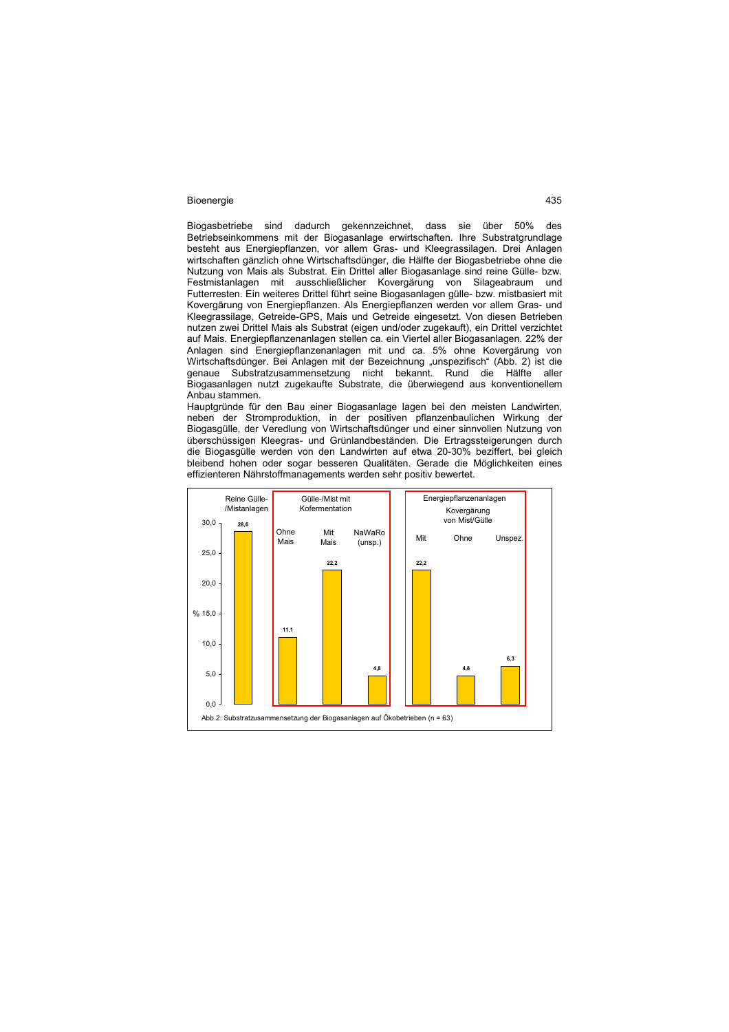Biogasbetriebe sind dadurch gekennzeichnet, dass sie über 50% des Betriebseinkommens mit der Biogasanlage erwirtschaften. Ihre Substratgrundlage besteht aus Energiepflanzen, vor allem Gras- und Kleegrassilagen. Drei Anlagen wirtschaften gänzlich ohne Wirtschaftsdünger, die Hälfte der Biogasbetriebe ohne die Nutzung von Mais als Substrat. Ein Drittel aller Biogasanlage sind reine Gülle- bzw. Festmistanlagen mit ausschließlicher Kovergärung von Silageabraum und Futterresten. Ein weiteres Drittel führt seine Biogasanlagen gülle- bzw. mistbasiert mit Kovergärung von Energiepflanzen. Als Energiepflanzen werden vor allem Gras- und Kleegrassilage, Getreide-GPS, Mais und Getreide eingesetzt. Von diesen Betrieben nutzen zwei Drittel Mais als Substrat (eigen und/oder zugekauft), ein Drittel verzichtet auf Mais. Energiepflanzenanlagen stellen ca. ein Viertel aller Biogasanlagen. 22% der Anlagen sind Energiepflanzenanlagen mit und ca. 5% ohne Kovergärung von Wirtschaftsdünger. Bei Anlagen mit der Bezeichnung „unspezifisch" (Abb. 2) ist die genaue Substratzusammensetzung nicht bekannt. Rund die Hälfte aller Biogasanlagen nutzt zugekaufte Substrate, die überwiegend aus konventionellem Anbau stammen.

Hauptgründe für den Bau einer Biogasanlage lagen bei den meisten Landwirten, neben der Stromproduktion, in der positiven pflanzenbaulichen Wirkung der Biogasgülle, der Veredlung von Wirtschaftsdünger und einer sinnvollen Nutzung von überschüssigen Kleegras- und Grünlandbeständen. Die Ertragssteigerungen durch die Biogasgülle werden von den Landwirten auf etwa 20-30% beziffert, bei gleich bleibend hohen oder sogar besseren Qualitäten. Gerade die Möglichkeiten eines effizienteren Nährstoffmanagements werden sehr positiv bewertet.

| Reine Gülle-/Mistanlagen | Gülle-/Mist mit Kofermentation | | | Energiepflanzenanlagen Kovergärung von Mist/Gülle | | |
|---|---|---|---|---|---|---|
| | Ohne Mais | Mit Mais | NaWaRo (unsp.) | Mit | Ohne | Unspez. |
| 28,6 | 11,1 | 22,2 | 4,8 | 22,2 | 4,8 | 6,3 |

Abb.2: Substratzusammensetzung der Biogasanlagen auf Ökobetrieben (n = 63)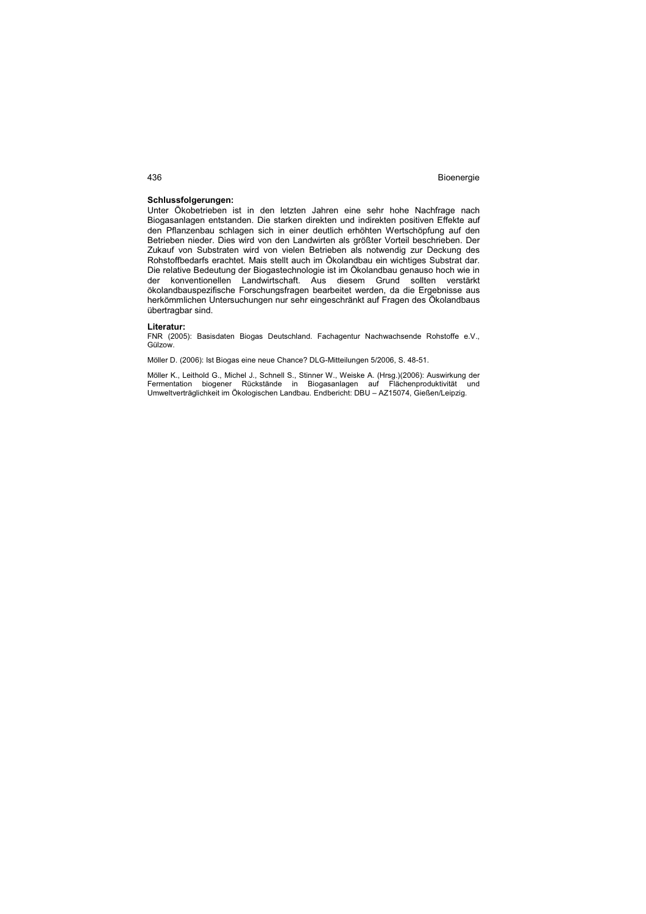**Schlussfolgerungen:**

Unter Ökobetrieben ist in den letzten Jahren eine sehr hohe Nachfrage nach Biogasanlagen entstanden. Die starken direkten und indirekten positiven Effekte auf den Pflanzenbau schlagen sich in einer deutlich erhöhten Wertschöpfung auf den Betrieben nieder. Dies wird von den Landwirten als größter Vorteil beschrieben. Der Zukauf von Substraten wird von vielen Betrieben als notwendig zur Deckung des Rohstoffbedarfs erachtet. Mais stellt auch im Ökolandbau ein wichtiges Substrat dar. Die relative Bedeutung der Biogastechnologie ist im Ökolandbau genauso hoch wie in der konventionellen Landwirtschaft. Aus diesem Grund sollten verstärkt ökolandbauspezifische Forschungsfragen bearbeitet werden, da die Ergebnisse aus herkömmlichen Untersuchungen nur sehr eingeschränkt auf Fragen des Ökolandbaus übertragbar sind.

**Literatur:**

FNR (2005): Basisdaten Biogas Deutschland. Fachagentur Nachwachsende Rohstoffe e.V., Gülzow.

Möller D. (2006): Ist Biogas eine neue Chance? DLG-Mitteilungen 5/2006, S. 48-51.

Möller K., Leithold G., Michel J., Schnell S., Stinner W., Weiske A. (Hrsg.)(2006): Auswirkung der Fermentation biogener Rückstände in Biogasanlagen auf Flächenproduktivität und Umweltverträglichkeit im Ökologischen Landbau. Endbericht: DBU – AZ15074, Gießen/Leipzig.